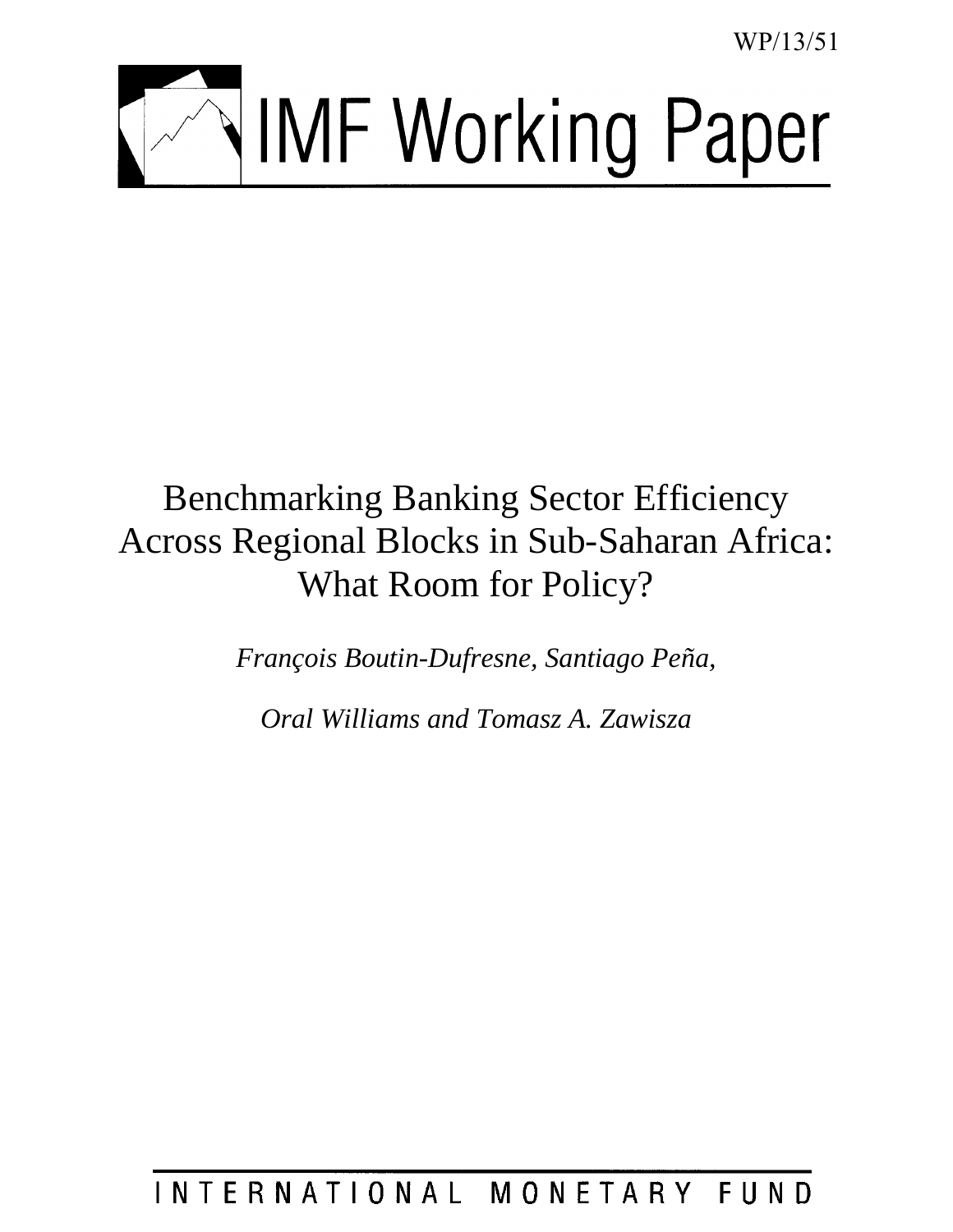WP/13/51

# IMF Working Paper

## Benchmarking Banking Sector Efficiency Across Regional Blocks in Sub-Saharan Africa: What Room for Policy?

*François Boutin-Dufresne, Santiago Peña,*

*Oral Williams and Tomasz A. Zawisza*

INTERNATIONAL MONETARY FUND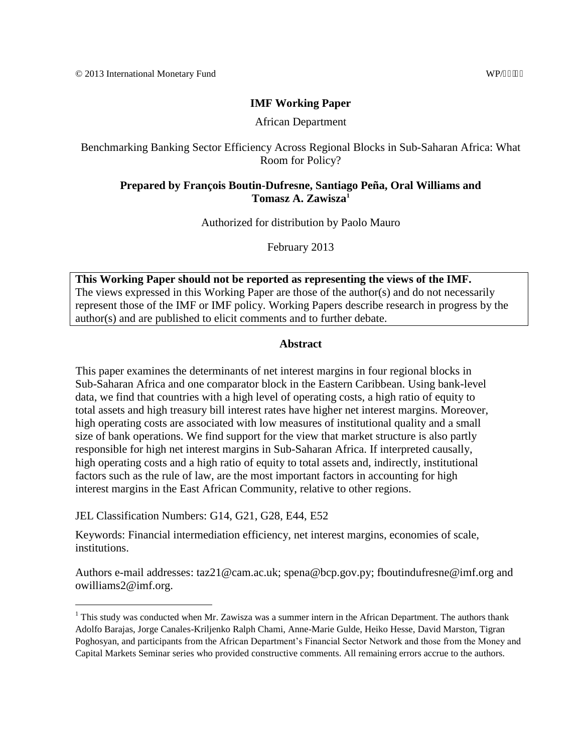© 2013 International Monetary Fund WP/

# IMF Working Paper

African Department

## Benchmarking Banking Sector Efficiency Across Regional Blocks in Sub-Saharan Africa: What Room for Policy?

**Prepared by François Boutin-Dufresne, Santiago Peña, Oral Williams and Tomasz A. Zawisza[1]**

Authorized for distribution by Paolo Mauro

February 2013

**This Working Paper should not be reported as representing the views of the IMF.**
The views expressed in this Working Paper are those of the author(s) and do not necessarily represent those of the IMF or IMF policy. Working Papers describe research in progress by the author(s) and are published to elicit comments and to further debate.

### Abstract

This paper examines the determinants of net interest margins in four regional blocks in Sub-Saharan Africa and one comparator block in the Eastern Caribbean. Using bank-level data, we find that countries with a high level of operating costs, a high ratio of equity to total assets and high treasury bill interest rates have higher net interest margins. Moreover, high operating costs are associated with low measures of institutional quality and a small size of bank operations. We find support for the view that market structure is also partly responsible for high net interest margins in Sub-Saharan Africa. If interpreted causally, high operating costs and a high ratio of equity to total assets and, indirectly, institutional factors such as the rule of law, are the most important factors in accounting for high interest margins in the East African Community, relative to other regions.

JEL Classification Numbers: G14, G21, G28, E44, E52

Keywords: Financial intermediation efficiency, net interest margins, economies of scale, institutions.

Authors e-mail addresses: taz21@cam.ac.uk; spena@bcp.gov.py; fboutindufresne@imf.org and owilliams2@imf.org.

[1] This study was conducted when Mr. Zawisza was a summer intern in the African Department. The authors thank Adolfo Barajas, Jorge Canales-Kriljenko Ralph Chami, Anne-Marie Gulde, Heiko Hesse, David Marston, Tigran Poghosyan, and participants from the African Department's Financial Sector Network and those from the Money and Capital Markets Seminar series who provided constructive comments. All remaining errors accrue to the authors.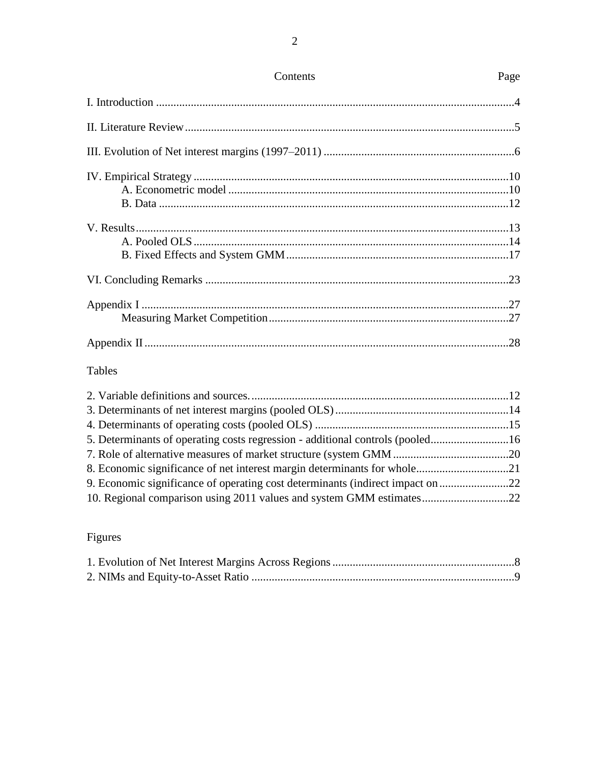# Contents

| Contents | Page |
|---|---|
| I. Introduction | 4 |
| II. Literature Review | 5 |
| III. Evolution of Net interest margins (1997–2011) | 6 |
| IV. Empirical Strategy | 10 |
| A. Econometric model | 10 |
| B. Data | 12 |
| V. Results | 13 |
| A. Pooled OLS | 14 |
| B. Fixed Effects and System GMM | 17 |
| VI. Concluding Remarks | 23 |
| Appendix I | 27 |
| Measuring Market Competition | 27 |
| Appendix II | 28 |

## Tables

| | |
|---|---|
| 2. Variable definitions and sources. | 12 |
| 3. Determinants of net interest margins (pooled OLS) | 14 |
| 4. Determinants of operating costs (pooled OLS) | 15 |
| 5. Determinants of operating costs regression - additional controls (pooled | 16 |
| 7. Role of alternative measures of market structure (system GMM | 20 |
| 8. Economic significance of net interest margin determinants for whole | 21 |
| 9. Economic significance of operating cost determinants (indirect impact on | 22 |
| 10. Regional comparison using 2011 values and system GMM estimates | 22 |

## Figures

| | |
|---|---|
| 1. Evolution of Net Interest Margins Across Regions | 8 |
| 2. NIMs and Equity-to-Asset Ratio | 9 |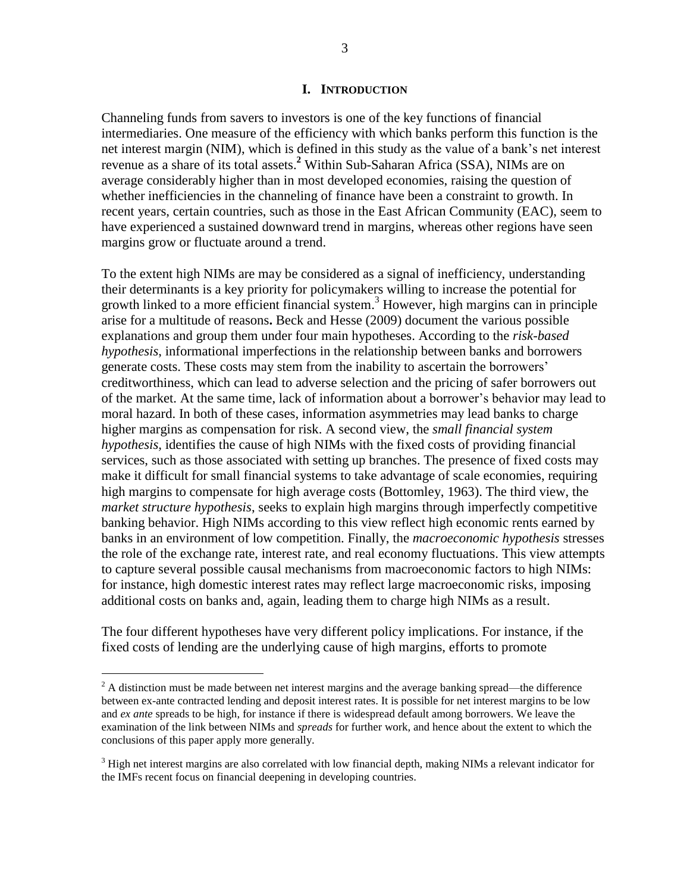# I. Introduction

Channeling funds from savers to investors is one of the key functions of financial intermediaries. One measure of the efficiency with which banks perform this function is the net interest margin (NIM), which is defined in this study as the value of a bank's net interest revenue as a share of its total assets.[2] Within Sub-Saharan Africa (SSA), NIMs are on average considerably higher than in most developed economies, raising the question of whether inefficiencies in the channeling of finance have been a constraint to growth. In recent years, certain countries, such as those in the East African Community (EAC), seem to have experienced a sustained downward trend in margins, whereas other regions have seen margins grow or fluctuate around a trend.

To the extent high NIMs are may be considered as a signal of inefficiency, understanding their determinants is a key priority for policymakers willing to increase the potential for growth linked to a more efficient financial system.[3] However, high margins can in principle arise for a multitude of reasons**.** Beck and Hesse (2009) document the various possible explanations and group them under four main hypotheses. According to the *risk-based hypothesis*, informational imperfections in the relationship between banks and borrowers generate costs. These costs may stem from the inability to ascertain the borrowers' creditworthiness, which can lead to adverse selection and the pricing of safer borrowers out of the market. At the same time, lack of information about a borrower's behavior may lead to moral hazard. In both of these cases, information asymmetries may lead banks to charge higher margins as compensation for risk. A second view, the *small financial system hypothesis*, identifies the cause of high NIMs with the fixed costs of providing financial services, such as those associated with setting up branches. The presence of fixed costs may make it difficult for small financial systems to take advantage of scale economies, requiring high margins to compensate for high average costs (Bottomley, 1963). The third view, the *market structure hypothesis*, seeks to explain high margins through imperfectly competitive banking behavior. High NIMs according to this view reflect high economic rents earned by banks in an environment of low competition. Finally, the *macroeconomic hypothesis* stresses the role of the exchange rate, interest rate, and real economy fluctuations. This view attempts to capture several possible causal mechanisms from macroeconomic factors to high NIMs: for instance, high domestic interest rates may reflect large macroeconomic risks, imposing additional costs on banks and, again, leading them to charge high NIMs as a result.

The four different hypotheses have very different policy implications. For instance, if the fixed costs of lending are the underlying cause of high margins, efforts to promote

---

[2] A distinction must be made between net interest margins and the average banking spread—the difference between ex-ante contracted lending and deposit interest rates. It is possible for net interest margins to be low and *ex ante* spreads to be high, for instance if there is widespread default among borrowers. We leave the examination of the link between NIMs and *spreads* for further work, and hence about the extent to which the conclusions of this paper apply more generally.

[3] High net interest margins are also correlated with low financial depth, making NIMs a relevant indicator for the IMFs recent focus on financial deepening in developing countries.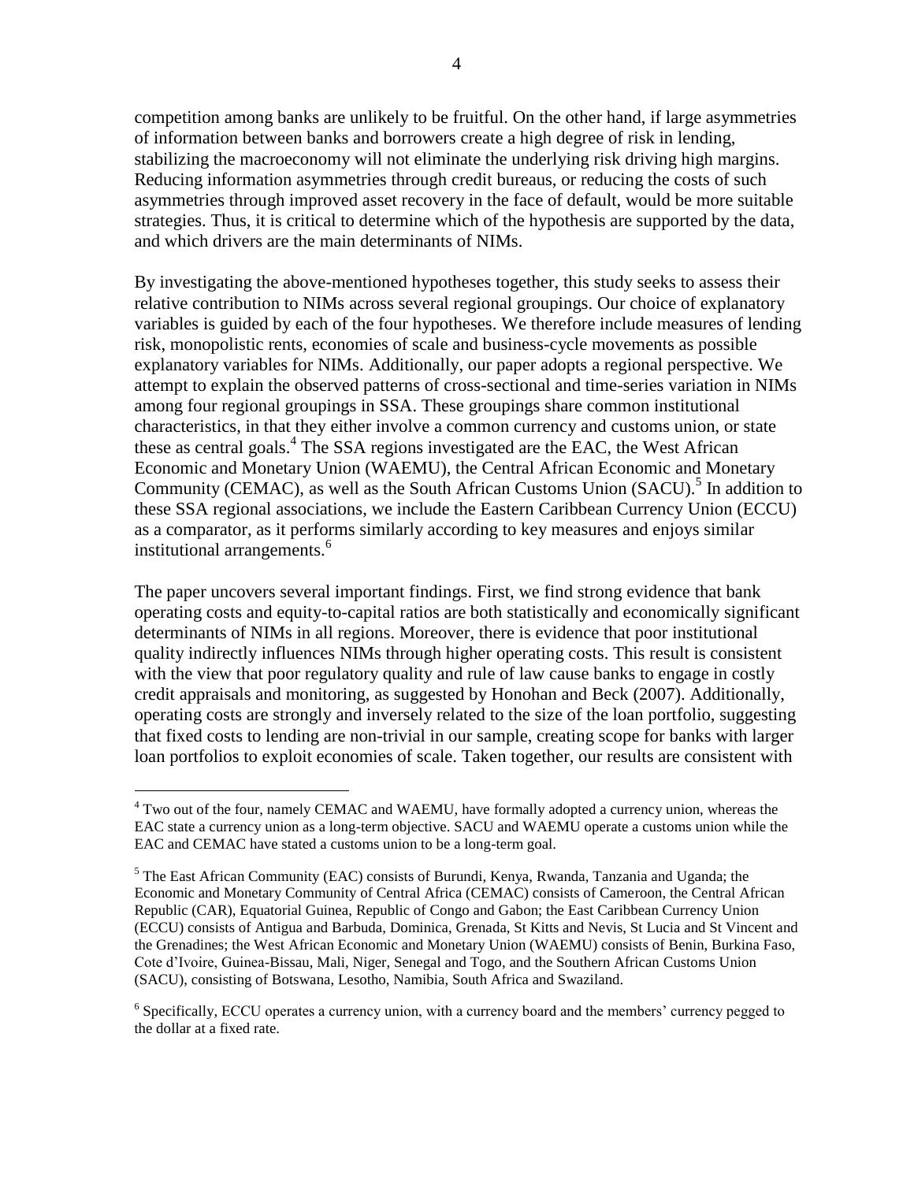competition among banks are unlikely to be fruitful. On the other hand, if large asymmetries of information between banks and borrowers create a high degree of risk in lending, stabilizing the macroeconomy will not eliminate the underlying risk driving high margins. Reducing information asymmetries through credit bureaus, or reducing the costs of such asymmetries through improved asset recovery in the face of default, would be more suitable strategies. Thus, it is critical to determine which of the hypothesis are supported by the data, and which drivers are the main determinants of NIMs.

By investigating the above-mentioned hypotheses together, this study seeks to assess their relative contribution to NIMs across several regional groupings. Our choice of explanatory variables is guided by each of the four hypotheses. We therefore include measures of lending risk, monopolistic rents, economies of scale and business-cycle movements as possible explanatory variables for NIMs. Additionally, our paper adopts a regional perspective. We attempt to explain the observed patterns of cross-sectional and time-series variation in NIMs among four regional groupings in SSA. These groupings share common institutional characteristics, in that they either involve a common currency and customs union, or state these as central goals.[4] The SSA regions investigated are the EAC, the West African Economic and Monetary Union (WAEMU), the Central African Economic and Monetary Community (CEMAC), as well as the South African Customs Union (SACU).[5] In addition to these SSA regional associations, we include the Eastern Caribbean Currency Union (ECCU) as a comparator, as it performs similarly according to key measures and enjoys similar institutional arrangements.[6]

The paper uncovers several important findings. First, we find strong evidence that bank operating costs and equity-to-capital ratios are both statistically and economically significant determinants of NIMs in all regions. Moreover, there is evidence that poor institutional quality indirectly influences NIMs through higher operating costs. This result is consistent with the view that poor regulatory quality and rule of law cause banks to engage in costly credit appraisals and monitoring, as suggested by Honohan and Beck (2007). Additionally, operating costs are strongly and inversely related to the size of the loan portfolio, suggesting that fixed costs to lending are non-trivial in our sample, creating scope for banks with larger loan portfolios to exploit economies of scale. Taken together, our results are consistent with

---

[4] Two out of the four, namely CEMAC and WAEMU, have formally adopted a currency union, whereas the EAC state a currency union as a long-term objective. SACU and WAEMU operate a customs union while the EAC and CEMAC have stated a customs union to be a long-term goal.

[5] The East African Community (EAC) consists of Burundi, Kenya, Rwanda, Tanzania and Uganda; the Economic and Monetary Community of Central Africa (CEMAC) consists of Cameroon, the Central African Republic (CAR), Equatorial Guinea, Republic of Congo and Gabon; the East Caribbean Currency Union (ECCU) consists of Antigua and Barbuda, Dominica, Grenada, St Kitts and Nevis, St Lucia and St Vincent and the Grenadines; the West African Economic and Monetary Union (WAEMU) consists of Benin, Burkina Faso, Cote d'Ivoire, Guinea-Bissau, Mali, Niger, Senegal and Togo, and the Southern African Customs Union (SACU), consisting of Botswana, Lesotho, Namibia, South Africa and Swaziland.

[6] Specifically, ECCU operates a currency union, with a currency board and the members' currency pegged to the dollar at a fixed rate.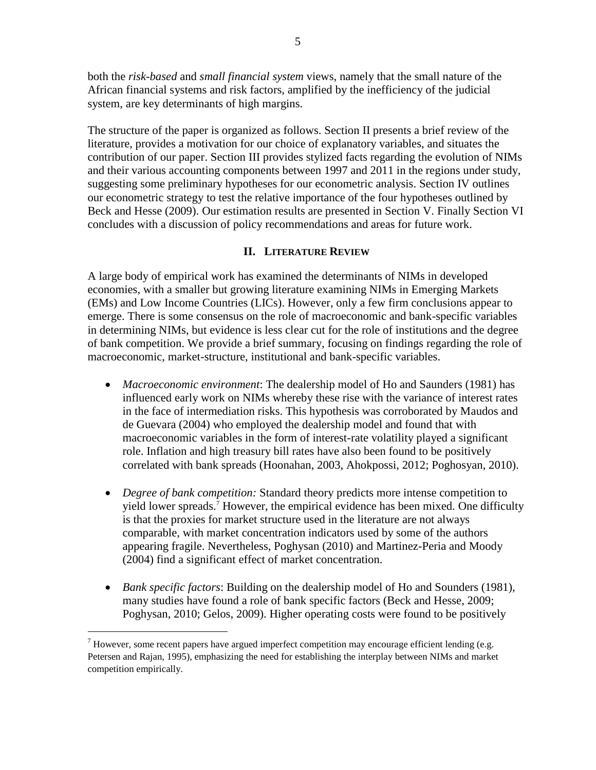both the *risk-based* and *small financial system* views, namely that the small nature of the African financial systems and risk factors, amplified by the inefficiency of the judicial system, are key determinants of high margins.

The structure of the paper is organized as follows. Section II presents a brief review of the literature, provides a motivation for our choice of explanatory variables, and situates the contribution of our paper. Section III provides stylized facts regarding the evolution of NIMs and their various accounting components between 1997 and 2011 in the regions under study, suggesting some preliminary hypotheses for our econometric analysis. Section IV outlines our econometric strategy to test the relative importance of the four hypotheses outlined by Beck and Hesse (2009). Our estimation results are presented in Section V. Finally Section VI concludes with a discussion of policy recommendations and areas for future work.

## II. Literature Review

A large body of empirical work has examined the determinants of NIMs in developed economies, with a smaller but growing literature examining NIMs in Emerging Markets (EMs) and Low Income Countries (LICs). However, only a few firm conclusions appear to emerge. There is some consensus on the role of macroeconomic and bank-specific variables in determining NIMs, but evidence is less clear cut for the role of institutions and the degree of bank competition. We provide a brief summary, focusing on findings regarding the role of macroeconomic, market-structure, institutional and bank-specific variables.

- *Macroeconomic environment*: The dealership model of Ho and Saunders (1981) has influenced early work on NIMs whereby these rise with the variance of interest rates in the face of intermediation risks. This hypothesis was corroborated by Maudos and de Guevara (2004) who employed the dealership model and found that with macroeconomic variables in the form of interest-rate volatility played a significant role. Inflation and high treasury bill rates have also been found to be positively correlated with bank spreads (Hoonahan, 2003, Ahokpossi, 2012; Poghosyan, 2010).

- *Degree of bank competition:* Standard theory predicts more intense competition to yield lower spreads.[7] However, the empirical evidence has been mixed. One difficulty is that the proxies for market structure used in the literature are not always comparable, with market concentration indicators used by some of the authors appearing fragile. Nevertheless, Poghysan (2010) and Martinez-Peria and Moody (2004) find a significant effect of market concentration.

- *Bank specific factors*: Building on the dealership model of Ho and Sounders (1981), many studies have found a role of bank specific factors (Beck and Hesse, 2009; Poghysan, 2010; Gelos, 2009). Higher operating costs were found to be positively

[7] However, some recent papers have argued imperfect competition may encourage efficient lending (e.g. Petersen and Rajan, 1995), emphasizing the need for establishing the interplay between NIMs and market competition empirically.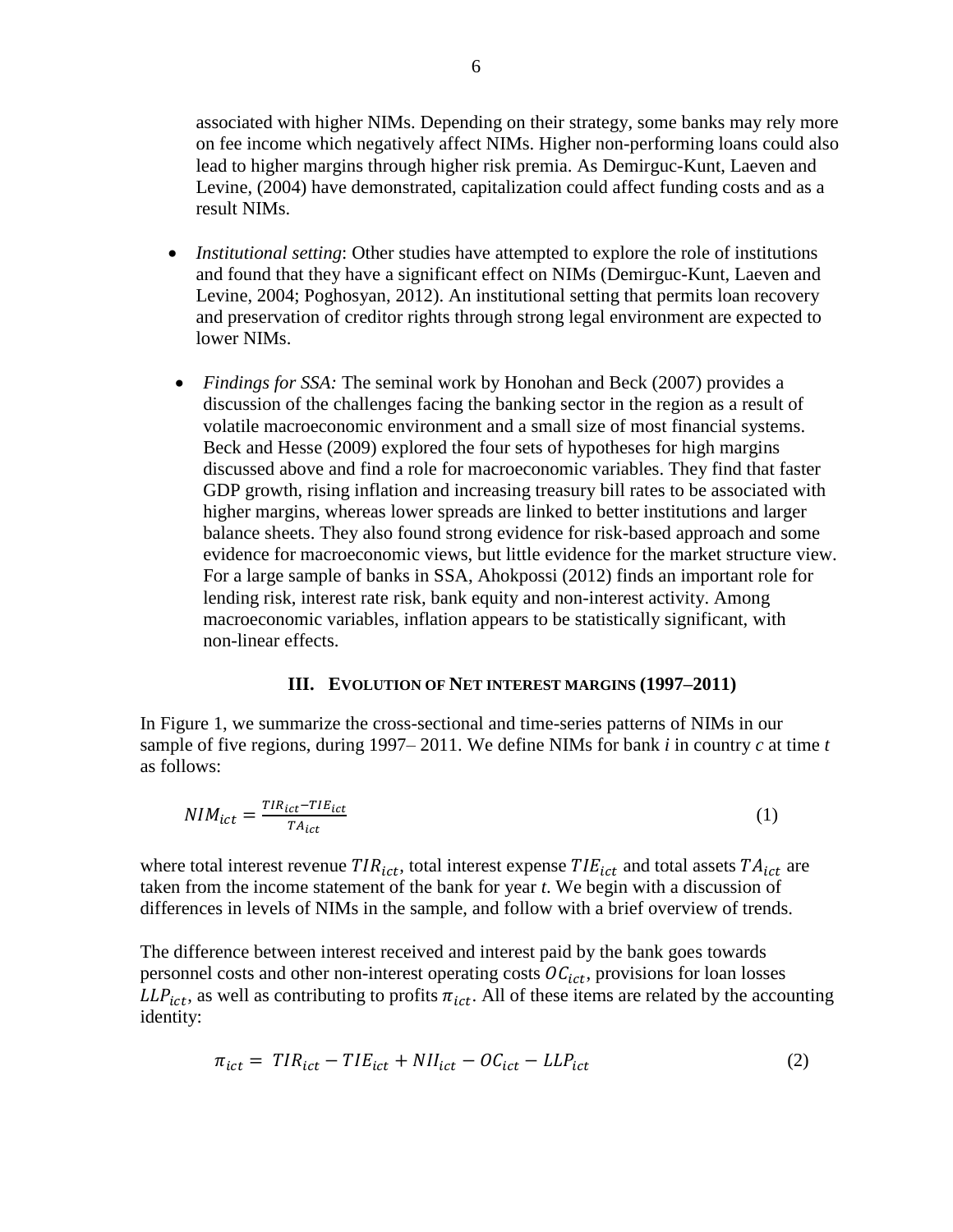associated with higher NIMs. Depending on their strategy, some banks may rely more on fee income which negatively affect NIMs. Higher non-performing loans could also lead to higher margins through higher risk premia. As Demirguc-Kunt, Laeven and Levine, (2004) have demonstrated, capitalization could affect funding costs and as a result NIMs.

- *Institutional setting*: Other studies have attempted to explore the role of institutions and found that they have a significant effect on NIMs (Demirguc-Kunt, Laeven and Levine, 2004; Poghosyan, 2012). An institutional setting that permits loan recovery and preservation of creditor rights through strong legal environment are expected to lower NIMs.

- *Findings for SSA:* The seminal work by Honohan and Beck (2007) provides a discussion of the challenges facing the banking sector in the region as a result of volatile macroeconomic environment and a small size of most financial systems. Beck and Hesse (2009) explored the four sets of hypotheses for high margins discussed above and find a role for macroeconomic variables. They find that faster GDP growth, rising inflation and increasing treasury bill rates to be associated with higher margins, whereas lower spreads are linked to better institutions and larger balance sheets. They also found strong evidence for risk-based approach and some evidence for macroeconomic views, but little evidence for the market structure view. For a large sample of banks in SSA, Ahokpossi (2012) finds an important role for lending risk, interest rate risk, bank equity and non-interest activity. Among macroeconomic variables, inflation appears to be statistically significant, with non-linear effects.

## III. Evolution of Net Interest Margins (1997–2011)

In Figure 1, we summarize the cross-sectional and time-series patterns of NIMs in our sample of five regions, during 1997– 2011. We define NIMs for bank *i* in country *c* at time *t* as follows:

$$NIM_{ict} = \frac{TIR_{ict} - TIE_{ict}}{TA_{ict}} \tag{1}$$

where total interest revenue $TIR_{ict}$, total interest expense $TIE_{ict}$ and total assets $TA_{ict}$ are taken from the income statement of the bank for year *t*. We begin with a discussion of differences in levels of NIMs in the sample, and follow with a brief overview of trends.

The difference between interest received and interest paid by the bank goes towards personnel costs and other non-interest operating costs $OC_{ict}$, provisions for loan losses $LLP_{ict}$, as well as contributing to profits $\pi_{ict}$. All of these items are related by the accounting identity:

$$\pi_{ict} = TIR_{ict} - TIE_{ict} + NII_{ict} - OC_{ict} - LLP_{ict} \tag{2}$$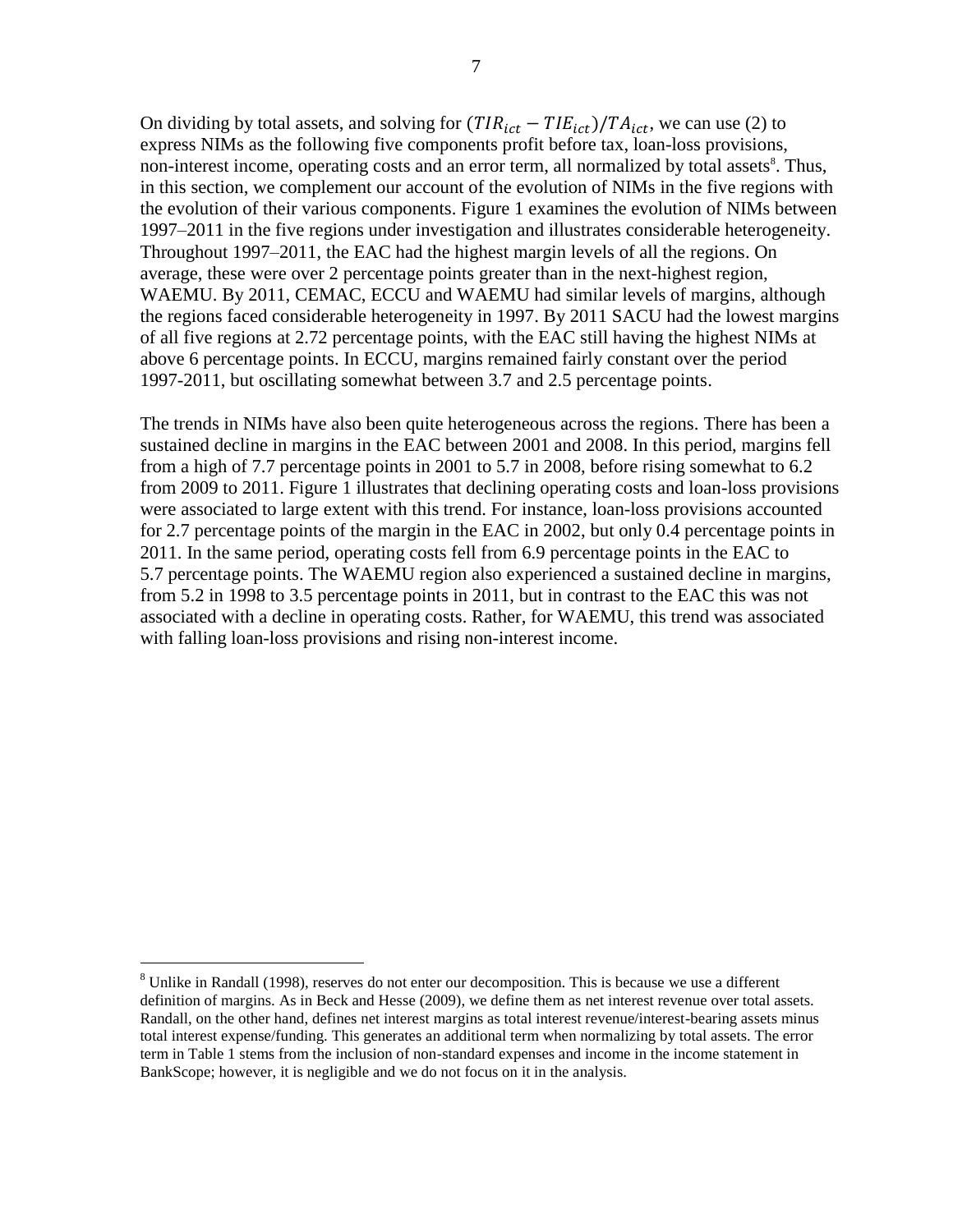On dividing by total assets, and solving for $(TIR_{ict} - TIE_{ict})/TA_{ict}$, we can use (2) to express NIMs as the following five components profit before tax, loan-loss provisions, non-interest income, operating costs and an error term, all normalized by total assets[8]. Thus, in this section, we complement our account of the evolution of NIMs in the five regions with the evolution of their various components. Figure 1 examines the evolution of NIMs between 1997–2011 in the five regions under investigation and illustrates considerable heterogeneity. Throughout 1997–2011, the EAC had the highest margin levels of all the regions. On average, these were over 2 percentage points greater than in the next-highest region, WAEMU. By 2011, CEMAC, ECCU and WAEMU had similar levels of margins, although the regions faced considerable heterogeneity in 1997. By 2011 SACU had the lowest margins of all five regions at 2.72 percentage points, with the EAC still having the highest NIMs at above 6 percentage points. In ECCU, margins remained fairly constant over the period 1997-2011, but oscillating somewhat between 3.7 and 2.5 percentage points.

The trends in NIMs have also been quite heterogeneous across the regions. There has been a sustained decline in margins in the EAC between 2001 and 2008. In this period, margins fell from a high of 7.7 percentage points in 2001 to 5.7 in 2008, before rising somewhat to 6.2 from 2009 to 2011. Figure 1 illustrates that declining operating costs and loan-loss provisions were associated to large extent with this trend. For instance, loan-loss provisions accounted for 2.7 percentage points of the margin in the EAC in 2002, but only 0.4 percentage points in 2011. In the same period, operating costs fell from 6.9 percentage points in the EAC to 5.7 percentage points. The WAEMU region also experienced a sustained decline in margins, from 5.2 in 1998 to 3.5 percentage points in 2011, but in contrast to the EAC this was not associated with a decline in operating costs. Rather, for WAEMU, this trend was associated with falling loan-loss provisions and rising non-interest income.

---

[8] Unlike in Randall (1998), reserves do not enter our decomposition. This is because we use a different definition of margins. As in Beck and Hesse (2009), we define them as net interest revenue over total assets. Randall, on the other hand, defines net interest margins as total interest revenue/interest-bearing assets minus total interest expense/funding. This generates an additional term when normalizing by total assets. The error term in Table 1 stems from the inclusion of non-standard expenses and income in the income statement in BankScope; however, it is negligible and we do not focus on it in the analysis.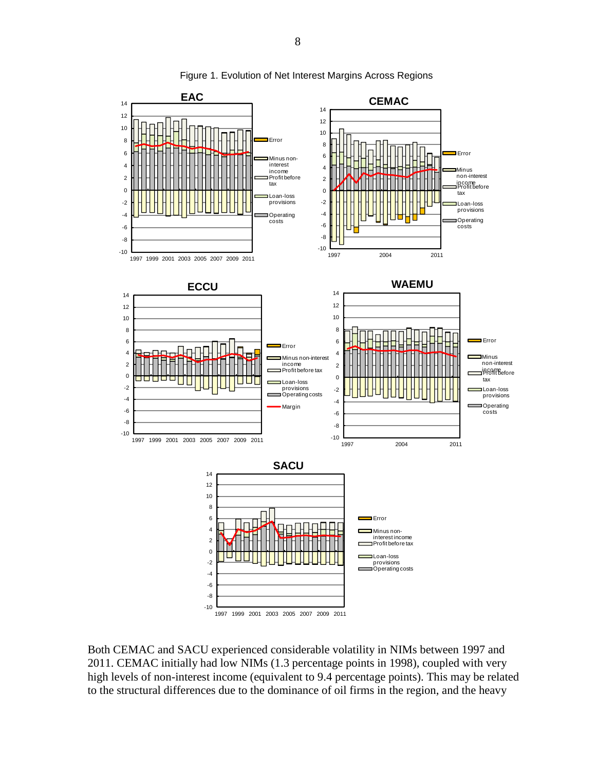Figure 1. Evolution of Net Interest Margins Across Regions

Both CEMAC and SACU experienced considerable volatility in NIMs between 1997 and 2011. CEMAC initially had low NIMs (1.3 percentage points in 1998), coupled with very high levels of non-interest income (equivalent to 9.4 percentage points). This may be related to the structural differences due to the dominance of oil firms in the region, and the heavy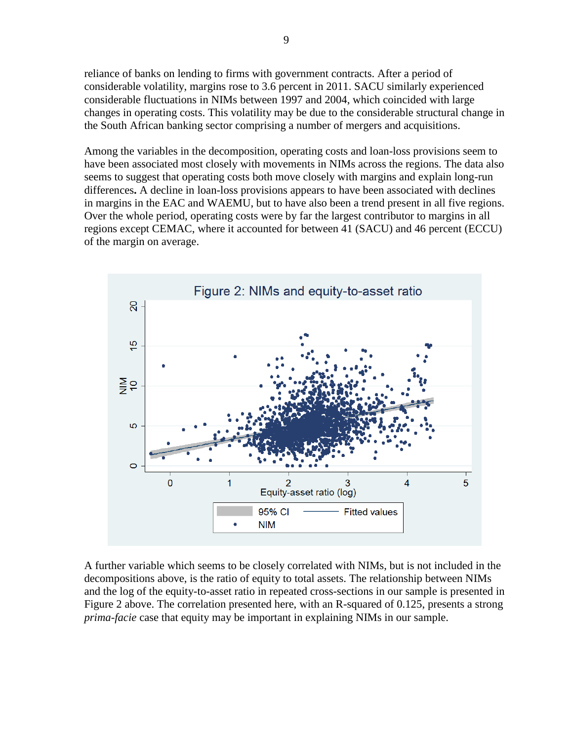reliance of banks on lending to firms with government contracts. After a period of considerable volatility, margins rose to 3.6 percent in 2011. SACU similarly experienced considerable fluctuations in NIMs between 1997 and 2004, which coincided with large changes in operating costs. This volatility may be due to the considerable structural change in the South African banking sector comprising a number of mergers and acquisitions.

Among the variables in the decomposition, operating costs and loan-loss provisions seem to have been associated most closely with movements in NIMs across the regions. The data also seems to suggest that operating costs both move closely with margins and explain long-run differences**.** A decline in loan-loss provisions appears to have been associated with declines in margins in the EAC and WAEMU, but to have also been a trend present in all five regions. Over the whole period, operating costs were by far the largest contributor to margins in all regions except CEMAC, where it accounted for between 41 (SACU) and 46 percent (ECCU) of the margin on average.

Figure 2: NIMs and equity-to-asset ratio

A further variable which seems to be closely correlated with NIMs, but is not included in the decompositions above, is the ratio of equity to total assets. The relationship between NIMs and the log of the equity-to-asset ratio in repeated cross-sections in our sample is presented in Figure 2 above. The correlation presented here, with an R-squared of 0.125, presents a strong *prima-facie* case that equity may be important in explaining NIMs in our sample.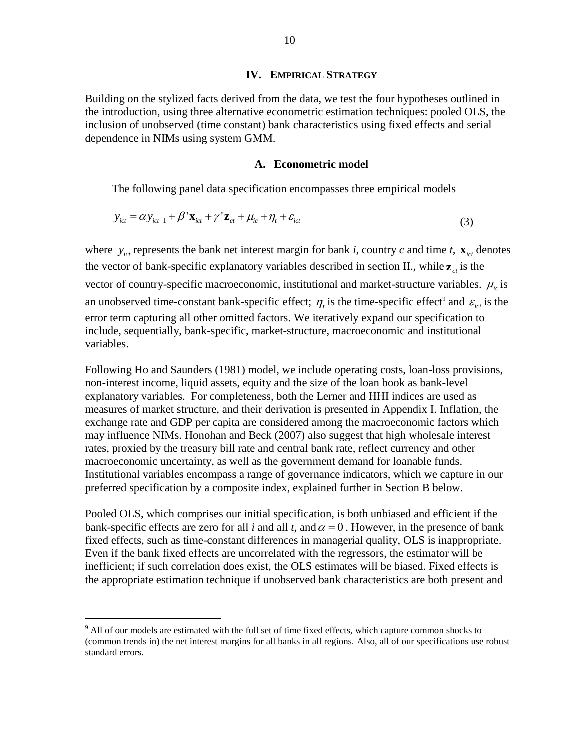## IV. Empirical Strategy

Building on the stylized facts derived from the data, we test the four hypotheses outlined in the introduction, using three alternative econometric estimation techniques: pooled OLS, the inclusion of unobserved (time constant) bank characteristics using fixed effects and serial dependence in NIMs using system GMM.

### A. Econometric model

The following panel data specification encompasses three empirical models

$$y_{ict} = \alpha y_{ict-1} + \beta' \mathbf{x}_{ict} + \gamma' \mathbf{z}_{ct} + \mu_{ic} + \eta_t + \varepsilon_{ict} \tag{3}$$

where $y_{ict}$ represents the bank net interest margin for bank *i*, country *c* and time *t*, $\mathbf{x}_{ict}$ denotes the vector of bank-specific explanatory variables described in section II., while $\mathbf{z}_{ct}$ is the vector of country-specific macroeconomic, institutional and market-structure variables. $\mu_{ic}$ is an unobserved time-constant bank-specific effect; $\eta_t$ is the time-specific effect[9] and $\varepsilon_{ict}$ is the error term capturing all other omitted factors. We iteratively expand our specification to include, sequentially, bank-specific, market-structure, macroeconomic and institutional variables.

Following Ho and Saunders (1981) model, we include operating costs, loan-loss provisions, non-interest income, liquid assets, equity and the size of the loan book as bank-level explanatory variables. For completeness, both the Lerner and HHI indices are used as measures of market structure, and their derivation is presented in Appendix I. Inflation, the exchange rate and GDP per capita are considered among the macroeconomic factors which may influence NIMs. Honohan and Beck (2007) also suggest that high wholesale interest rates, proxied by the treasury bill rate and central bank rate, reflect currency and other macroeconomic uncertainty, as well as the government demand for loanable funds. Institutional variables encompass a range of governance indicators, which we capture in our preferred specification by a composite index, explained further in Section B below.

Pooled OLS, which comprises our initial specification, is both unbiased and efficient if the bank-specific effects are zero for all *i* and all *t*, and $\alpha = 0$. However, in the presence of bank fixed effects, such as time-constant differences in managerial quality, OLS is inappropriate. Even if the bank fixed effects are uncorrelated with the regressors, the estimator will be inefficient; if such correlation does exist, the OLS estimates will be biased. Fixed effects is the appropriate estimation technique if unobserved bank characteristics are both present and

---

[9] All of our models are estimated with the full set of time fixed effects, which capture common shocks to (common trends in) the net interest margins for all banks in all regions. Also, all of our specifications use robust standard errors.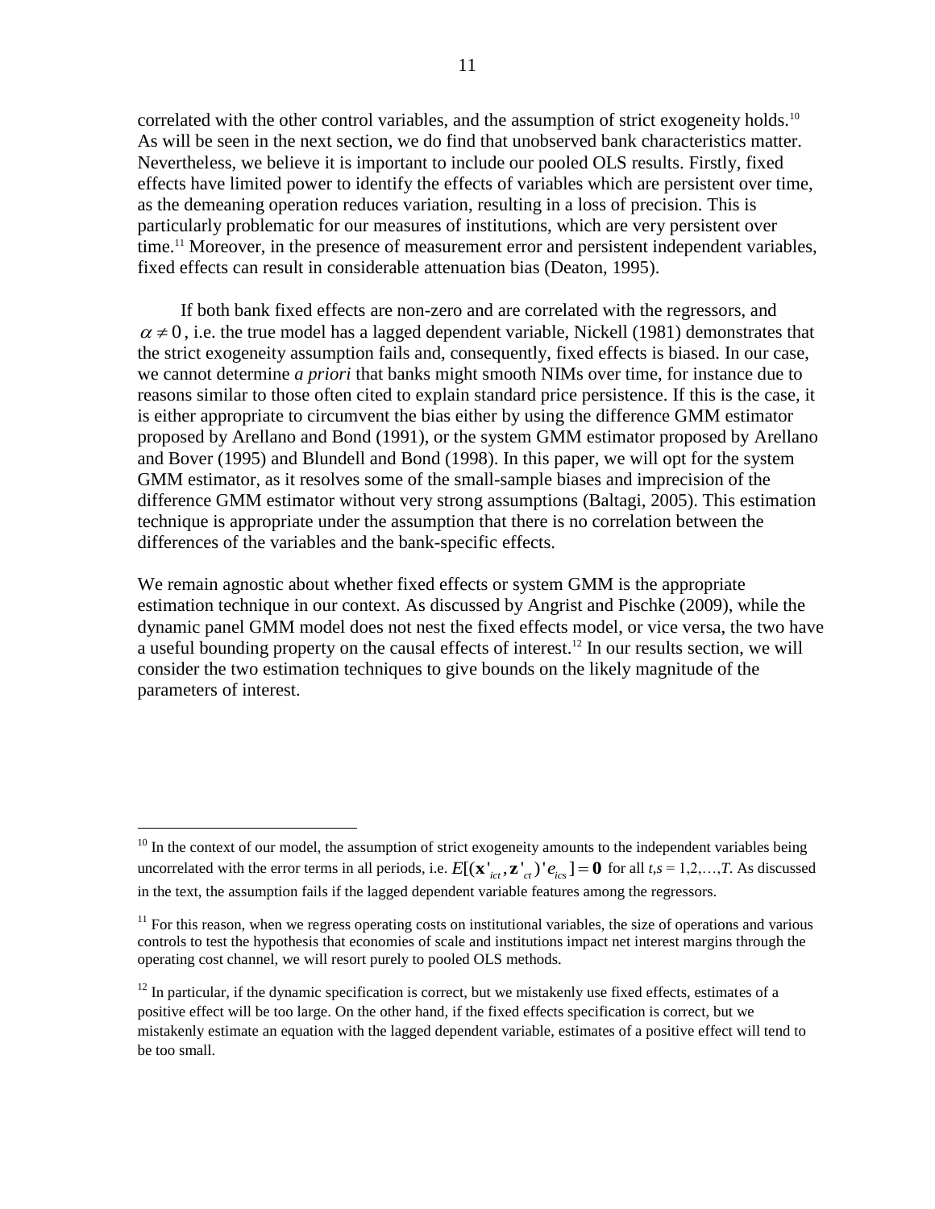correlated with the other control variables, and the assumption of strict exogeneity holds.[10] As will be seen in the next section, we do find that unobserved bank characteristics matter. Nevertheless, we believe it is important to include our pooled OLS results. Firstly, fixed effects have limited power to identify the effects of variables which are persistent over time, as the demeaning operation reduces variation, resulting in a loss of precision. This is particularly problematic for our measures of institutions, which are very persistent over time.[11] Moreover, in the presence of measurement error and persistent independent variables, fixed effects can result in considerable attenuation bias (Deaton, 1995).

If both bank fixed effects are non-zero and are correlated with the regressors, and $\alpha \neq 0$, i.e. the true model has a lagged dependent variable, Nickell (1981) demonstrates that the strict exogeneity assumption fails and, consequently, fixed effects is biased. In our case, we cannot determine *a priori* that banks might smooth NIMs over time, for instance due to reasons similar to those often cited to explain standard price persistence. If this is the case, it is either appropriate to circumvent the bias either by using the difference GMM estimator proposed by Arellano and Bond (1991), or the system GMM estimator proposed by Arellano and Bover (1995) and Blundell and Bond (1998). In this paper, we will opt for the system GMM estimator, as it resolves some of the small-sample biases and imprecision of the difference GMM estimator without very strong assumptions (Baltagi, 2005). This estimation technique is appropriate under the assumption that there is no correlation between the differences of the variables and the bank-specific effects.

We remain agnostic about whether fixed effects or system GMM is the appropriate estimation technique in our context. As discussed by Angrist and Pischke (2009), while the dynamic panel GMM model does not nest the fixed effects model, or vice versa, the two have a useful bounding property on the causal effects of interest.[12] In our results section, we will consider the two estimation techniques to give bounds on the likely magnitude of the parameters of interest.

---

[10] In the context of our model, the assumption of strict exogeneity amounts to the independent variables being uncorrelated with the error terms in all periods, i.e. $E[(\mathbf{x}'_{ict}, \mathbf{z}'_{ct})' e_{ics}] = \mathbf{0}$ for all $t,s = 1,2,\ldots,T$. As discussed in the text, the assumption fails if the lagged dependent variable features among the regressors.

[11] For this reason, when we regress operating costs on institutional variables, the size of operations and various controls to test the hypothesis that economies of scale and institutions impact net interest margins through the operating cost channel, we will resort purely to pooled OLS methods.

[12] In particular, if the dynamic specification is correct, but we mistakenly use fixed effects, estimates of a positive effect will be too large. On the other hand, if the fixed effects specification is correct, but we mistakenly estimate an equation with the lagged dependent variable, estimates of a positive effect will tend to be too small.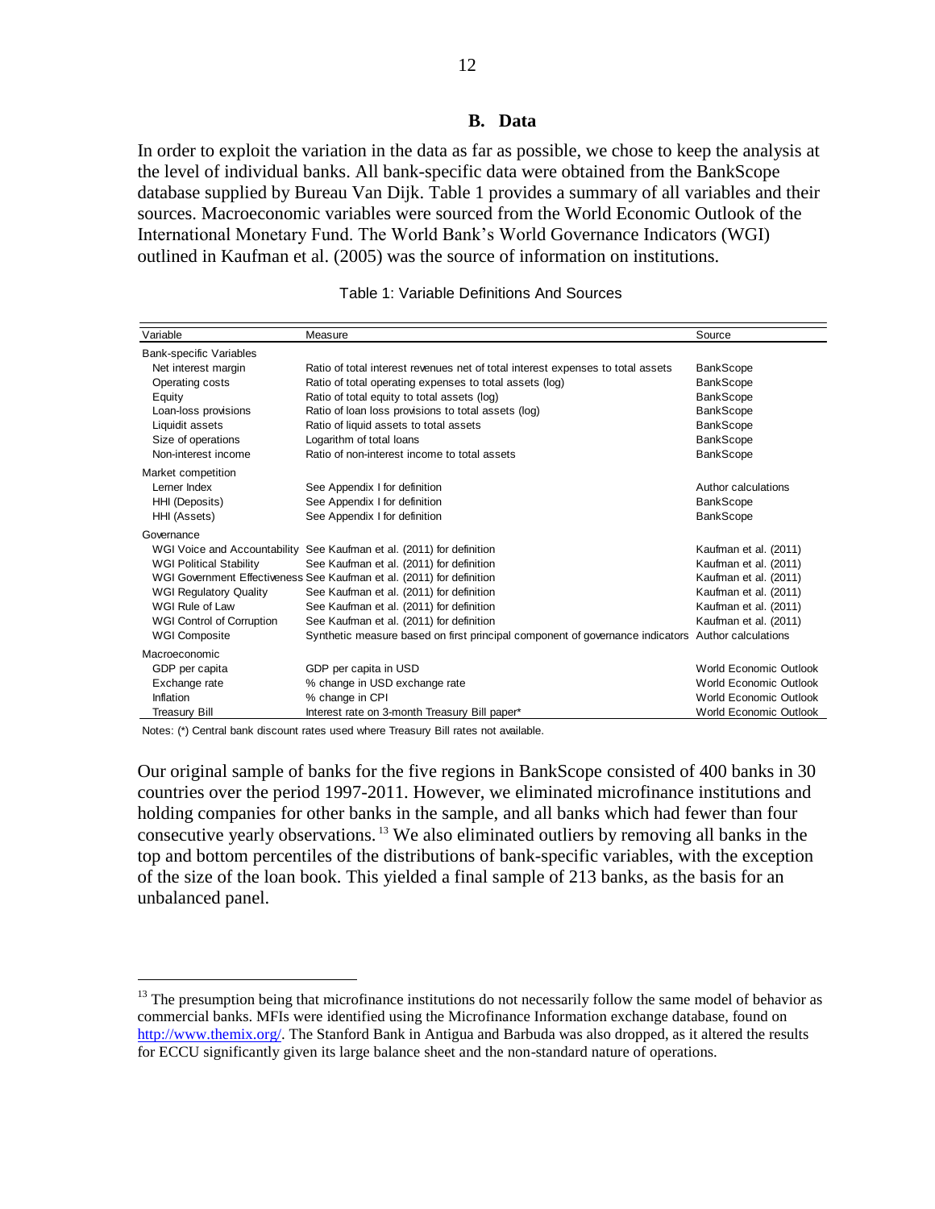## B. Data

In order to exploit the variation in the data as far as possible, we chose to keep the analysis at the level of individual banks. All bank-specific data were obtained from the BankScope database supplied by Bureau Van Dijk. Table 1 provides a summary of all variables and their sources. Macroeconomic variables were sourced from the World Economic Outlook of the International Monetary Fund. The World Bank's World Governance Indicators (WGI) outlined in Kaufman et al. (2005) was the source of information on institutions.

Table 1: Variable Definitions And Sources

| Variable | Measure | Source |
|---|---|---|
| Bank-specific Variables | | |
| Net interest margin | Ratio of total interest revenues net of total interest expenses to total assets | BankScope |
| Operating costs | Ratio of total operating expenses to total assets (log) | BankScope |
| Equity | Ratio of total equity to total assets (log) | BankScope |
| Loan-loss provisions | Ratio of loan loss provisions to total assets (log) | BankScope |
| Liquidit assets | Ratio of liquid assets to total assets | BankScope |
| Size of operations | Logarithm of total loans | BankScope |
| Non-interest income | Ratio of non-interest income to total assets | BankScope |
| Market competition | | |
| Lerner Index | See Appendix I for definition | Author calculations |
| HHI (Deposits) | See Appendix I for definition | BankScope |
| HHI (Assets) | See Appendix I for definition | BankScope |
| Governance | | |
| WGI Voice and Accountability | See Kaufman et al. (2011) for definition | Kaufman et al. (2011) |
| WGI Political Stability | See Kaufman et al. (2011) for definition | Kaufman et al. (2011) |
| WGI Government Effectiveness | See Kaufman et al. (2011) for definition | Kaufman et al. (2011) |
| WGI Regulatory Quality | See Kaufman et al. (2011) for definition | Kaufman et al. (2011) |
| WGI Rule of Law | See Kaufman et al. (2011) for definition | Kaufman et al. (2011) |
| WGI Control of Corruption | See Kaufman et al. (2011) for definition | Kaufman et al. (2011) |
| WGI Composite | Synthetic measure based on first principal component of governance indicators | Author calculations |
| Macroeconomic | | |
| GDP per capita | GDP per capita in USD | World Economic Outlook |
| Exchange rate | % change in USD exchange rate | World Economic Outlook |
| Inflation | % change in CPI | World Economic Outlook |
| Treasury Bill | Interest rate on 3-month Treasury Bill paper* | World Economic Outlook |

Notes: (*) Central bank discount rates used where Treasury Bill rates not available.

Our original sample of banks for the five regions in BankScope consisted of 400 banks in 30 countries over the period 1997-2011. However, we eliminated microfinance institutions and holding companies for other banks in the sample, and all banks which had fewer than four consecutive yearly observations.[13] We also eliminated outliers by removing all banks in the top and bottom percentiles of the distributions of bank-specific variables, with the exception of the size of the loan book. This yielded a final sample of 213 banks, as the basis for an unbalanced panel.

[13] The presumption being that microfinance institutions do not necessarily follow the same model of behavior as commercial banks. MFIs were identified using the Microfinance Information exchange database, found on http://www.themix.org/. The Stanford Bank in Antigua and Barbuda was also dropped, as it altered the results for ECCU significantly given its large balance sheet and the non-standard nature of operations.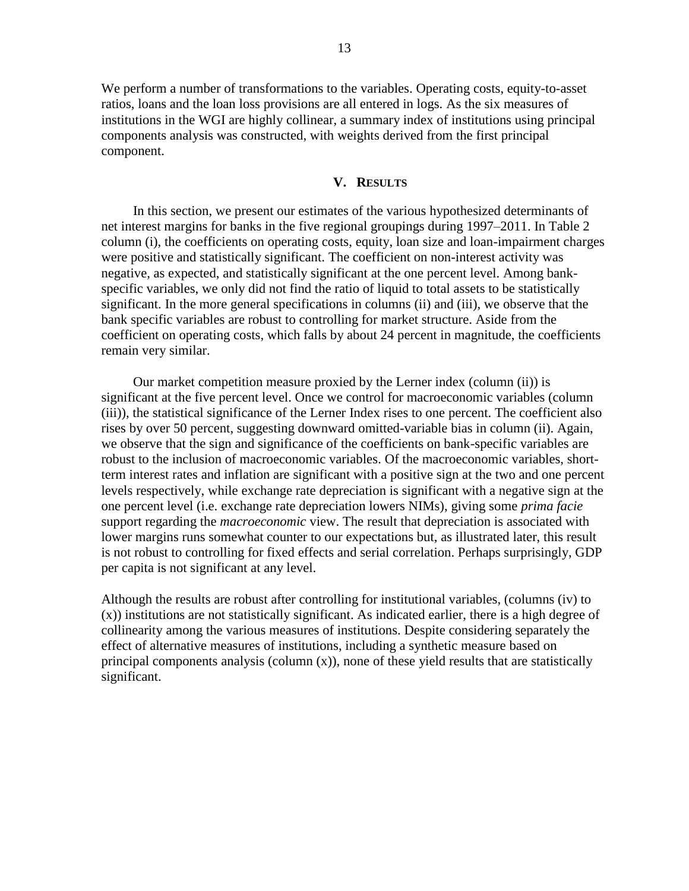We perform a number of transformations to the variables. Operating costs, equity-to-asset ratios, loans and the loan loss provisions are all entered in logs. As the six measures of institutions in the WGI are highly collinear, a summary index of institutions using principal components analysis was constructed, with weights derived from the first principal component.

## V. Results

In this section, we present our estimates of the various hypothesized determinants of net interest margins for banks in the five regional groupings during 1997–2011. In Table 2 column (i), the coefficients on operating costs, equity, loan size and loan-impairment charges were positive and statistically significant. The coefficient on non-interest activity was negative, as expected, and statistically significant at the one percent level. Among bank-specific variables, we only did not find the ratio of liquid to total assets to be statistically significant. In the more general specifications in columns (ii) and (iii), we observe that the bank specific variables are robust to controlling for market structure. Aside from the coefficient on operating costs, which falls by about 24 percent in magnitude, the coefficients remain very similar.

Our market competition measure proxied by the Lerner index (column (ii)) is significant at the five percent level. Once we control for macroeconomic variables (column (iii)), the statistical significance of the Lerner Index rises to one percent. The coefficient also rises by over 50 percent, suggesting downward omitted-variable bias in column (ii). Again, we observe that the sign and significance of the coefficients on bank-specific variables are robust to the inclusion of macroeconomic variables. Of the macroeconomic variables, short-term interest rates and inflation are significant with a positive sign at the two and one percent levels respectively, while exchange rate depreciation is significant with a negative sign at the one percent level (i.e. exchange rate depreciation lowers NIMs), giving some *prima facie* support regarding the *macroeconomic* view. The result that depreciation is associated with lower margins runs somewhat counter to our expectations but, as illustrated later, this result is not robust to controlling for fixed effects and serial correlation. Perhaps surprisingly, GDP per capita is not significant at any level.

Although the results are robust after controlling for institutional variables, (columns (iv) to (x)) institutions are not statistically significant. As indicated earlier, there is a high degree of collinearity among the various measures of institutions. Despite considering separately the effect of alternative measures of institutions, including a synthetic measure based on principal components analysis (column (x)), none of these yield results that are statistically significant.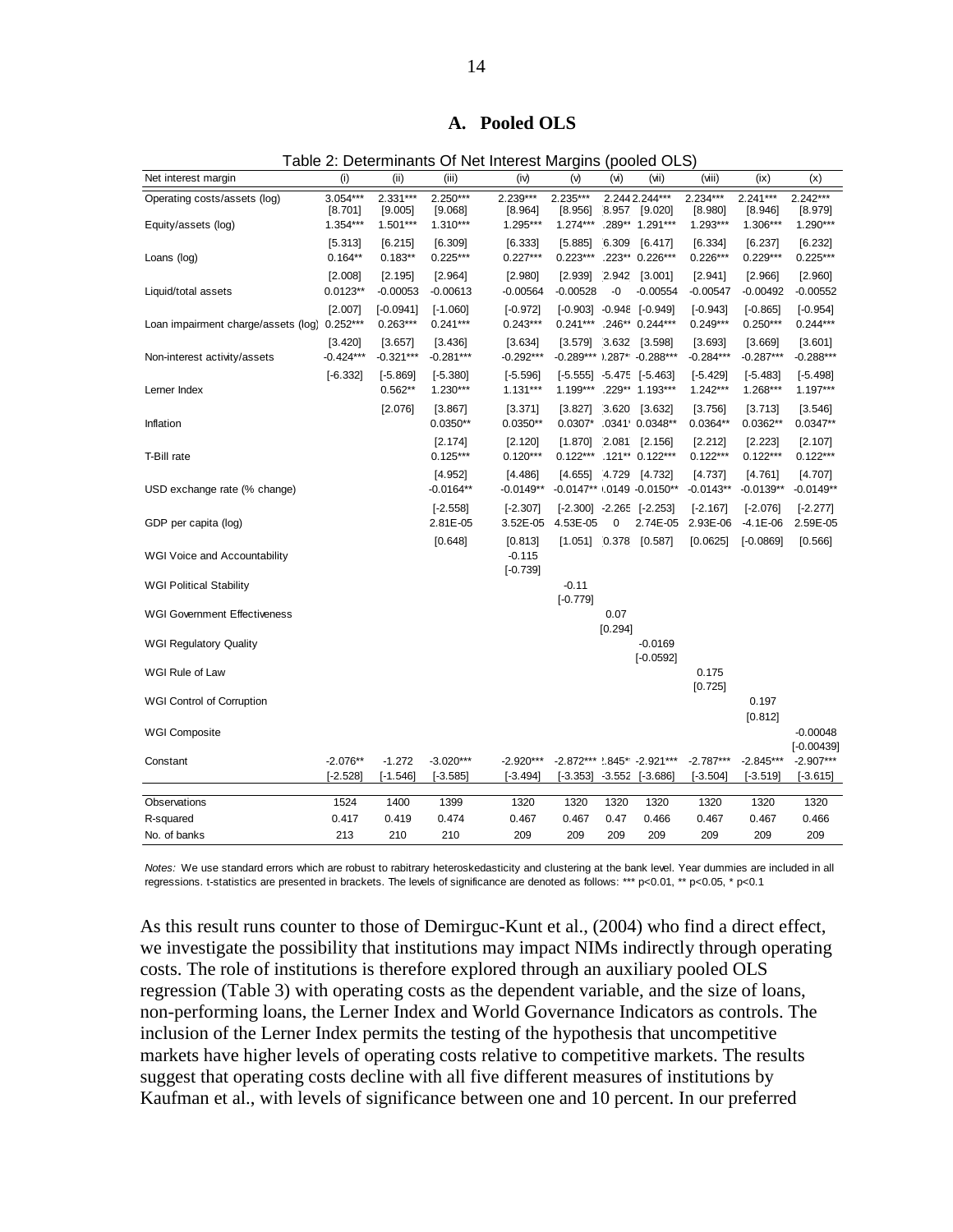### A. Pooled OLS

Table 2: Determinants Of Net Interest Margins (pooled OLS)

| Net interest margin | (i) | (ii) | (iii) | (iv) | (v) | (vi) | (vii) | (viii) | (ix) | (x) |
|---|---|---|---|---|---|---|---|---|---|---|
| Operating costs/assets (log) | 3.054*** | 2.331*** | 2.250*** | 2.239*** | 2.235*** | 2.244 | 2.244*** | 2.234*** | 2.241*** | 2.242*** |
| | [8.701] | [9.005] | [9.068] | [8.964] | [8.956] | 8.957 | [9.020] | [8.980] | [8.946] | [8.979] |
| Equity/assets (log) | 1.354*** | 1.501*** | 1.310*** | 1.295*** | 1.274*** | .289** | 1.291*** | 1.293*** | 1.306*** | 1.290*** |
| | [5.313] | [6.215] | [6.309] | [6.333] | [5.885] | 6.309 | [6.417] | [6.334] | [6.237] | [6.232] |
| Loans (log) | 0.164** | 0.183** | 0.225*** | 0.227*** | 0.223*** | .223** | 0.226*** | 0.226*** | 0.229*** | 0.225*** |
| | [2.008] | [2.195] | [2.964] | [2.980] | [2.939] | 2.942 | [3.001] | [2.941] | [2.966] | [2.960] |
| Liquid/total assets | 0.0123** | -0.00053 | -0.00613 | -0.00564 | -0.00528 | -0 | -0.00554 | -0.00547 | -0.00492 | -0.00552 |
| | [2.007] | [-0.0941] | [-1.060] | [-0.972] | [-0.903] | -0.948 | [-0.949] | [-0.943] | [-0.865] | [-0.954] |
| Loan impairment charge/assets (log) | 0.252*** | 0.263*** | 0.241*** | 0.243*** | 0.241*** | .246** | 0.244*** | 0.249*** | 0.250*** | 0.244*** |
| | [3.420] | [3.657] | [3.436] | [3.634] | [3.579] | 3.632 | [3.598] | [3.693] | [3.669] | [3.601] |
| Non-interest activity/assets | -0.424*** | -0.321*** | -0.281*** | -0.292*** | -0.289*** | 0.287* | -0.288*** | -0.284*** | -0.287*** | -0.288*** |
| | [-6.332] | [-5.869] | [-5.380] | [-5.596] | [-5.555] | -5.475 | [-5.463] | [-5.429] | [-5.483] | [-5.498] |
| Lerner Index | | 0.562** | 1.230*** | 1.131*** | 1.199*** | .229** | 1.193*** | 1.242*** | 1.268*** | 1.197*** |
| | | [2.076] | [3.867] | [3.371] | [3.827] | 3.620 | [3.632] | [3.756] | [3.713] | [3.546] |
| Inflation | | | 0.0350** | 0.0350** | 0.0307* | .0341 | 0.0348** | 0.0364** | 0.0362** | 0.0347** |
| | | | [2.174] | [2.120] | [1.870] | 2.081 | [2.156] | [2.212] | [2.223] | [2.107] |
| T-Bill rate | | | 0.125*** | 0.120*** | 0.122*** | .121** | 0.122*** | 0.122*** | 0.122*** | 0.122*** |
| | | | [4.952] | [4.486] | [4.655] | 4.729 | [4.732] | [4.737] | [4.761] | [4.707] |
| USD exchange rate (% change) | | | -0.0164** | -0.0149** | -0.0147** | 0.0149 | -0.0150** | -0.0143** | -0.0139** | -0.0149** |
| | | | [-2.558] | [-2.307] | [-2.300] | -2.265 | [-2.253] | [-2.167] | [-2.076] | [-2.277] |
| GDP per capita (log) | | | 2.81E-05 | 3.52E-05 | 4.53E-05 | 0 | 2.74E-05 | 2.93E-06 | -4.1E-06 | 2.59E-05 |
| | | | [0.648] | [0.813] | [1.051] | 0.378 | [0.587] | [0.0625] | [-0.0869] | [0.566] |
| WGI Voice and Accountability | | | | -0.115 | | | | | | |
| | | | | [-0.739] | | | | | | |
| WGI Political Stability | | | | | -0.11 | | | | | |
| | | | | | [-0.779] | | | | | |
| WGI Government Effectiveness | | | | | | 0.07 | | | | |
| | | | | | | [0.294] | | | | |
| WGI Regulatory Quality | | | | | | | -0.0169 | | | |
| | | | | | | | [-0.0592] | | | |
| WGI Rule of Law | | | | | | | | 0.175 | | |
| | | | | | | | | [0.725] | | |
| WGI Control of Corruption | | | | | | | | | 0.197 | |
| | | | | | | | | | [0.812] | |
| WGI Composite | | | | | | | | | | -0.00048 |
| | | | | | | | | | | [-0.00439] |
| Constant | -2.076** | -1.272 | -3.020*** | -2.920*** | -2.872*** | 2.845* | -2.921*** | -2.787*** | -2.845*** | -2.907*** |
| | [-2.528] | [-1.546] | [-3.585] | [-3.494] | [-3.353] | -3.552 | [-3.686] | [-3.504] | [-3.519] | [-3.615] |
| Observations | 1524 | 1400 | 1399 | 1320 | 1320 | 1320 | 1320 | 1320 | 1320 | 1320 |
| R-squared | 0.417 | 0.419 | 0.474 | 0.467 | 0.467 | 0.47 | 0.466 | 0.467 | 0.467 | 0.466 |
| No. of banks | 213 | 210 | 210 | 209 | 209 | 209 | 209 | 209 | 209 | 209 |

*Notes:* We use standard errors which are robust to rabitrary heteroskedasticity and clustering at the bank level. Year dummies are included in all regressions. t-statistics are presented in brackets. The levels of significance are denoted as follows: *** p<0.01, ** p<0.05, * p<0.1

As this result runs counter to those of Demirguc-Kunt et al., (2004) who find a direct effect, we investigate the possibility that institutions may impact NIMs indirectly through operating costs. The role of institutions is therefore explored through an auxiliary pooled OLS regression (Table 3) with operating costs as the dependent variable, and the size of loans, non-performing loans, the Lerner Index and World Governance Indicators as controls. The inclusion of the Lerner Index permits the testing of the hypothesis that uncompetitive markets have higher levels of operating costs relative to competitive markets. The results suggest that operating costs decline with all five different measures of institutions by Kaufman et al., with levels of significance between one and 10 percent. In our preferred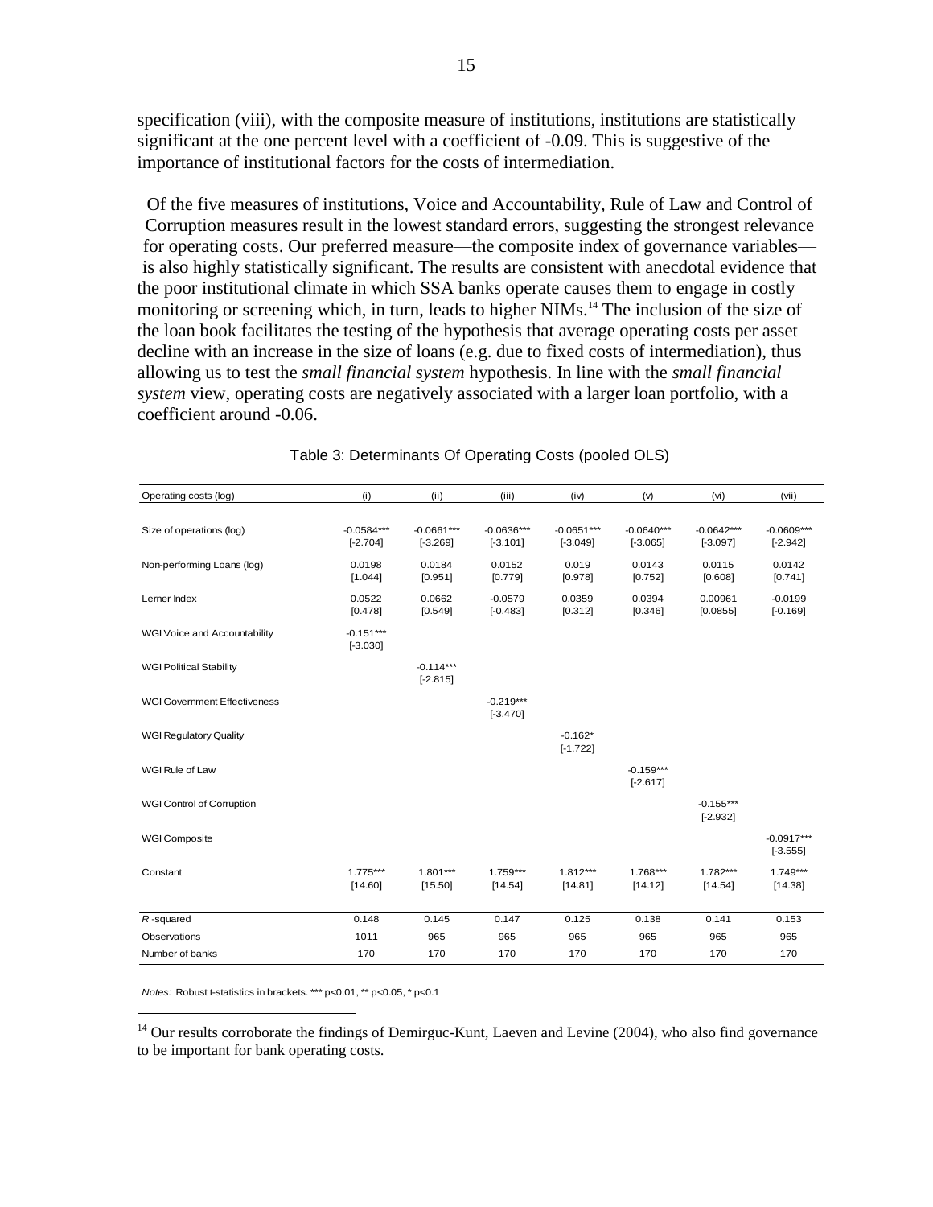specification (viii), with the composite measure of institutions, institutions are statistically significant at the one percent level with a coefficient of -0.09. This is suggestive of the importance of institutional factors for the costs of intermediation.

Of the five measures of institutions, Voice and Accountability, Rule of Law and Control of Corruption measures result in the lowest standard errors, suggesting the strongest relevance for operating costs. Our preferred measure—the composite index of governance variables—is also highly statistically significant. The results are consistent with anecdotal evidence that the poor institutional climate in which SSA banks operate causes them to engage in costly monitoring or screening which, in turn, leads to higher NIMs.[14] The inclusion of the size of the loan book facilitates the testing of the hypothesis that average operating costs per asset decline with an increase in the size of loans (e.g. due to fixed costs of intermediation), thus allowing us to test the *small financial system* hypothesis. In line with the *small financial system* view, operating costs are negatively associated with a larger loan portfolio, with a coefficient around -0.06.

Table 3: Determinants Of Operating Costs (pooled OLS)

| Operating costs (log) | (i) | (ii) | (iii) | (iv) | (v) | (vi) | (vii) |
|---|---|---|---|---|---|---|---|
| Size of operations (log) | -0.0584*** | -0.0661*** | -0.0636*** | -0.0651*** | -0.0640*** | -0.0642*** | -0.0609*** |
| | [-2.704] | [-3.269] | [-3.101] | [-3.049] | [-3.065] | [-3.097] | [-2.942] |
| Non-performing Loans (log) | 0.0198 | 0.0184 | 0.0152 | 0.019 | 0.0143 | 0.0115 | 0.0142 |
| | [1.044] | [0.951] | [0.779] | [0.978] | [0.752] | [0.608] | [0.741] |
| Lerner Index | 0.0522 | 0.0662 | -0.0579 | 0.0359 | 0.0394 | 0.00961 | -0.0199 |
| | [0.478] | [0.549] | [-0.483] | [0.312] | [0.346] | [0.0855] | [-0.169] |
| WGI Voice and Accountability | -0.151*** | | | | | | |
| | [-3.030] | | | | | | |
| WGI Political Stability | | -0.114*** | | | | | |
| | | [-2.815] | | | | | |
| WGI Government Effectiveness | | | -0.219*** | | | | |
| | | | [-3.470] | | | | |
| WGI Regulatory Quality | | | | -0.162* | | | |
| | | | | [-1.722] | | | |
| WGI Rule of Law | | | | | -0.159*** | | |
| | | | | | [-2.617] | | |
| WGI Control of Corruption | | | | | | -0.155*** | |
| | | | | | | [-2.932] | |
| WGI Composite | | | | | | | -0.0917*** |
| | | | | | | | [-3.555] |
| Constant | 1.775*** | 1.801*** | 1.759*** | 1.812*** | 1.768*** | 1.782*** | 1.749*** |
| | [14.60] | [15.50] | [14.54] | [14.81] | [14.12] | [14.54] | [14.38] |
| $R$-squared | 0.148 | 0.145 | 0.147 | 0.125 | 0.138 | 0.141 | 0.153 |
| Observations | 1011 | 965 | 965 | 965 | 965 | 965 | 965 |
| Number of banks | 170 | 170 | 170 | 170 | 170 | 170 | 170 |

*Notes:* Robust t-statistics in brackets. *** p<0.01, ** p<0.05, * p<0.1

[14] Our results corroborate the findings of Demirguc-Kunt, Laeven and Levine (2004), who also find governance to be important for bank operating costs.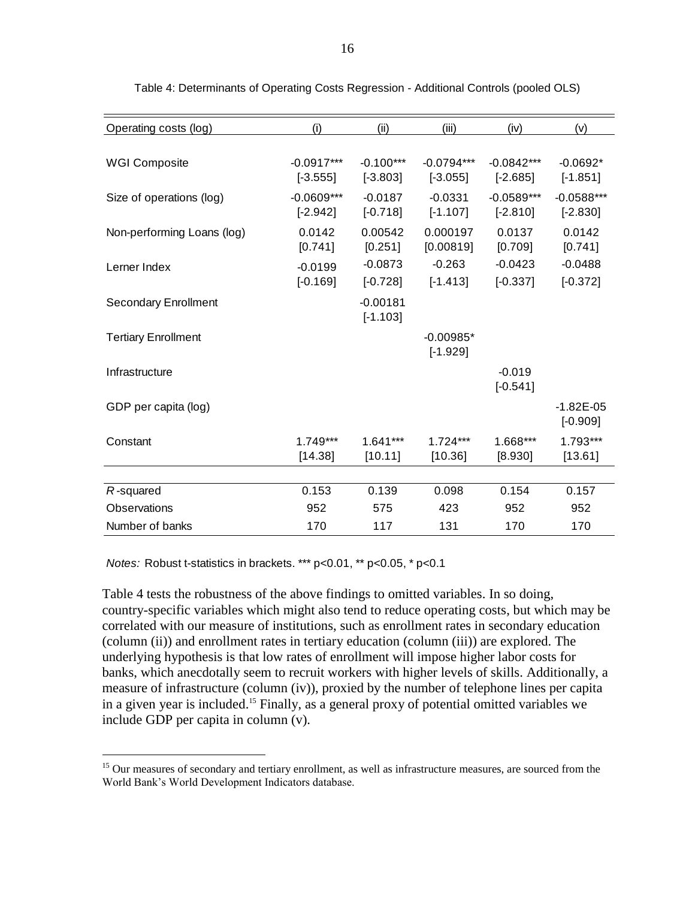Table 4: Determinants of Operating Costs Regression - Additional Controls (pooled OLS)

| Operating costs (log) | (i) | (ii) | (iii) | (iv) | (v) |
|---|---|---|---|---|---|
| WGI Composite | -0.0917*** | -0.100*** | -0.0794*** | -0.0842*** | -0.0692* |
| | [-3.555] | [-3.803] | [-3.055] | [-2.685] | [-1.851] |
| Size of operations (log) | -0.0609*** | -0.0187 | -0.0331 | -0.0589*** | -0.0588*** |
| | [-2.942] | [-0.718] | [-1.107] | [-2.810] | [-2.830] |
| Non-performing Loans (log) | 0.0142 | 0.00542 | 0.000197 | 0.0137 | 0.0142 |
| | [0.741] | [0.251] | [0.00819] | [0.709] | [0.741] |
| Lerner Index | -0.0199 | -0.0873 | -0.263 | -0.0423 | -0.0488 |
| | [-0.169] | [-0.728] | [-1.413] | [-0.337] | [-0.372] |
| Secondary Enrollment | | -0.00181 | | | |
| | | [-1.103] | | | |
| Tertiary Enrollment | | | -0.00985* | | |
| | | | [-1.929] | | |
| Infrastructure | | | | -0.019 | |
| | | | | [-0.541] | |
| GDP per capita (log) | | | | | -1.82E-05 |
| | | | | | [-0.909] |
| Constant | 1.749*** | 1.641*** | 1.724*** | 1.668*** | 1.793*** |
| | [14.38] | [10.11] | [10.36] | [8.930] | [13.61] |
| $R$-squared | 0.153 | 0.139 | 0.098 | 0.154 | 0.157 |
| Observations | 952 | 575 | 423 | 952 | 952 |
| Number of banks | 170 | 117 | 131 | 170 | 170 |

*Notes:* Robust t-statistics in brackets. *** p<0.01, ** p<0.05, * p<0.1

Table 4 tests the robustness of the above findings to omitted variables. In so doing, country-specific variables which might also tend to reduce operating costs, but which may be correlated with our measure of institutions, such as enrollment rates in secondary education (column (ii)) and enrollment rates in tertiary education (column (iii)) are explored. The underlying hypothesis is that low rates of enrollment will impose higher labor costs for banks, which anecdotally seem to recruit workers with higher levels of skills. Additionally, a measure of infrastructure (column (iv)), proxied by the number of telephone lines per capita in a given year is included.[15] Finally, as a general proxy of potential omitted variables we include GDP per capita in column (v).

[15] Our measures of secondary and tertiary enrollment, as well as infrastructure measures, are sourced from the World Bank's World Development Indicators database.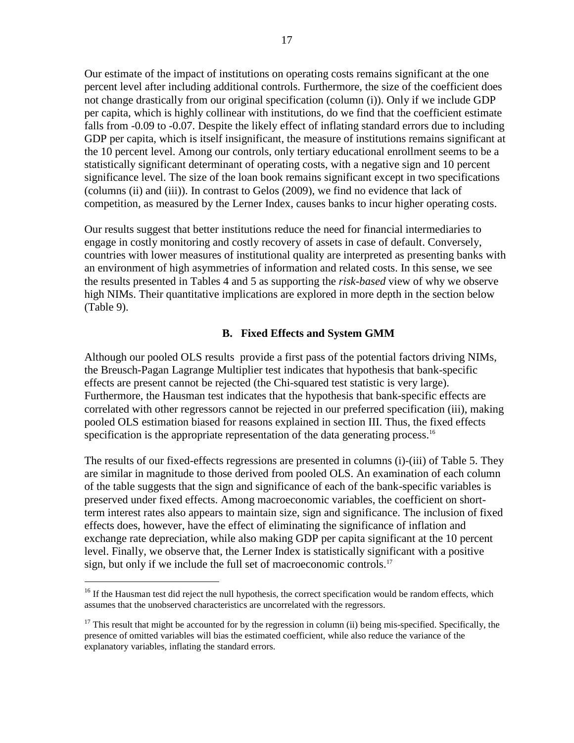Our estimate of the impact of institutions on operating costs remains significant at the one percent level after including additional controls. Furthermore, the size of the coefficient does not change drastically from our original specification (column (i)). Only if we include GDP per capita, which is highly collinear with institutions, do we find that the coefficient estimate falls from -0.09 to -0.07. Despite the likely effect of inflating standard errors due to including GDP per capita, which is itself insignificant, the measure of institutions remains significant at the 10 percent level. Among our controls, only tertiary educational enrollment seems to be a statistically significant determinant of operating costs, with a negative sign and 10 percent significance level. The size of the loan book remains significant except in two specifications (columns (ii) and (iii)). In contrast to Gelos (2009), we find no evidence that lack of competition, as measured by the Lerner Index, causes banks to incur higher operating costs.

Our results suggest that better institutions reduce the need for financial intermediaries to engage in costly monitoring and costly recovery of assets in case of default. Conversely, countries with lower measures of institutional quality are interpreted as presenting banks with an environment of high asymmetries of information and related costs. In this sense, we see the results presented in Tables 4 and 5 as supporting the *risk-based* view of why we observe high NIMs. Their quantitative implications are explored in more depth in the section below (Table 9).

### B. Fixed Effects and System GMM

Although our pooled OLS results provide a first pass of the potential factors driving NIMs, the Breusch-Pagan Lagrange Multiplier test indicates that hypothesis that bank-specific effects are present cannot be rejected (the Chi-squared test statistic is very large). Furthermore, the Hausman test indicates that the hypothesis that bank-specific effects are correlated with other regressors cannot be rejected in our preferred specification (iii), making pooled OLS estimation biased for reasons explained in section III. Thus, the fixed effects specification is the appropriate representation of the data generating process.[16]

The results of our fixed-effects regressions are presented in columns (i)-(iii) of Table 5. They are similar in magnitude to those derived from pooled OLS. An examination of each column of the table suggests that the sign and significance of each of the bank-specific variables is preserved under fixed effects. Among macroeconomic variables, the coefficient on short-term interest rates also appears to maintain size, sign and significance. The inclusion of fixed effects does, however, have the effect of eliminating the significance of inflation and exchange rate depreciation, while also making GDP per capita significant at the 10 percent level. Finally, we observe that, the Lerner Index is statistically significant with a positive sign, but only if we include the full set of macroeconomic controls.[17]

---

[16] If the Hausman test did reject the null hypothesis, the correct specification would be random effects, which assumes that the unobserved characteristics are uncorrelated with the regressors.

[17] This result that might be accounted for by the regression in column (ii) being mis-specified. Specifically, the presence of omitted variables will bias the estimated coefficient, while also reduce the variance of the explanatory variables, inflating the standard errors.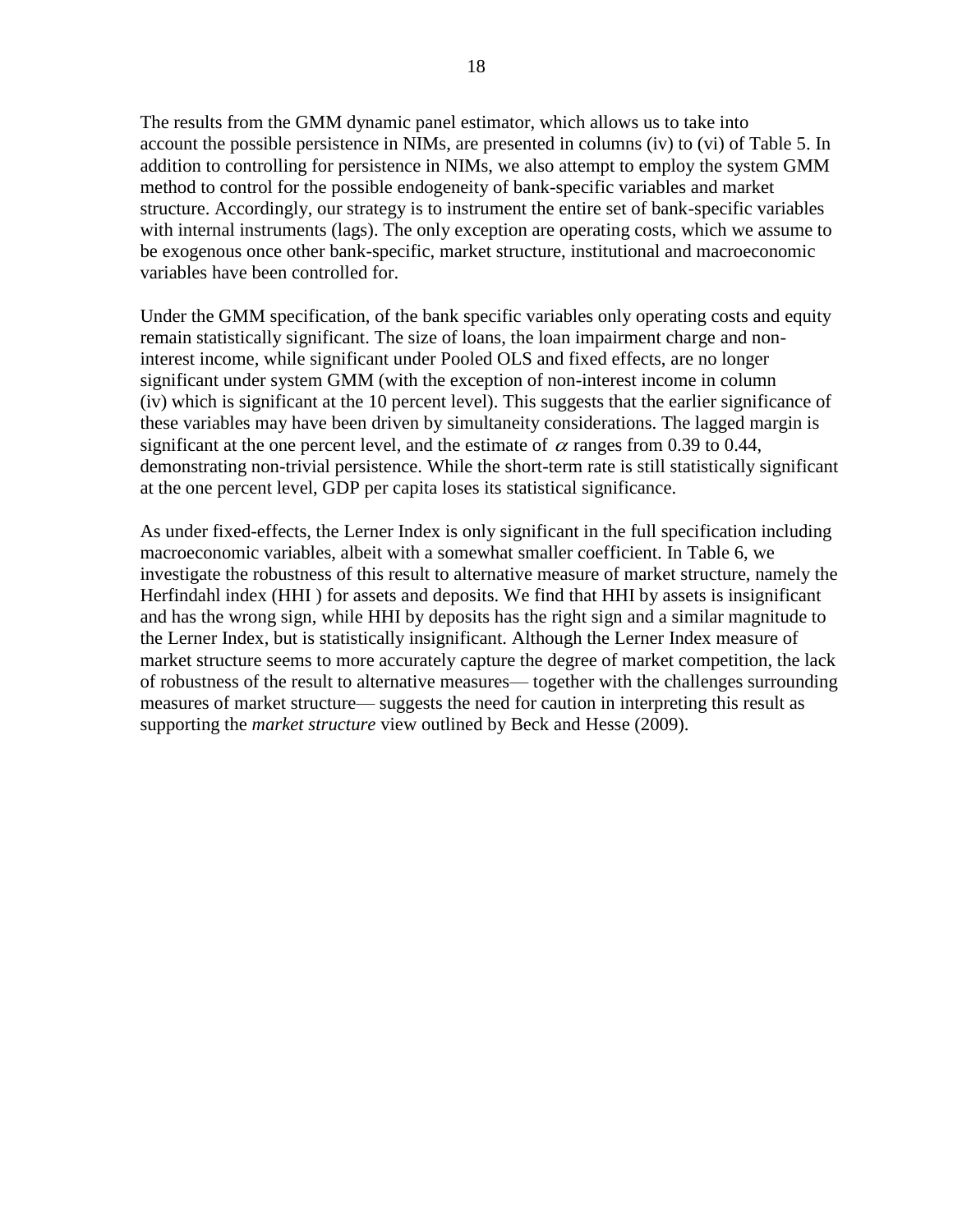The results from the GMM dynamic panel estimator, which allows us to take into account the possible persistence in NIMs, are presented in columns (iv) to (vi) of Table 5. In addition to controlling for persistence in NIMs, we also attempt to employ the system GMM method to control for the possible endogeneity of bank-specific variables and market structure. Accordingly, our strategy is to instrument the entire set of bank-specific variables with internal instruments (lags). The only exception are operating costs, which we assume to be exogenous once other bank-specific, market structure, institutional and macroeconomic variables have been controlled for.

Under the GMM specification, of the bank specific variables only operating costs and equity remain statistically significant. The size of loans, the loan impairment charge and non-interest income, while significant under Pooled OLS and fixed effects, are no longer significant under system GMM (with the exception of non-interest income in column (iv) which is significant at the 10 percent level). This suggests that the earlier significance of these variables may have been driven by simultaneity considerations. The lagged margin is significant at the one percent level, and the estimate of $\alpha$ ranges from 0.39 to 0.44, demonstrating non-trivial persistence. While the short-term rate is still statistically significant at the one percent level, GDP per capita loses its statistical significance.

As under fixed-effects, the Lerner Index is only significant in the full specification including macroeconomic variables, albeit with a somewhat smaller coefficient. In Table 6, we investigate the robustness of this result to alternative measure of market structure, namely the Herfindahl index (HHI ) for assets and deposits. We find that HHI by assets is insignificant and has the wrong sign, while HHI by deposits has the right sign and a similar magnitude to the Lerner Index, but is statistically insignificant. Although the Lerner Index measure of market structure seems to more accurately capture the degree of market competition, the lack of robustness of the result to alternative measures— together with the challenges surrounding measures of market structure— suggests the need for caution in interpreting this result as supporting the *market structure* view outlined by Beck and Hesse (2009).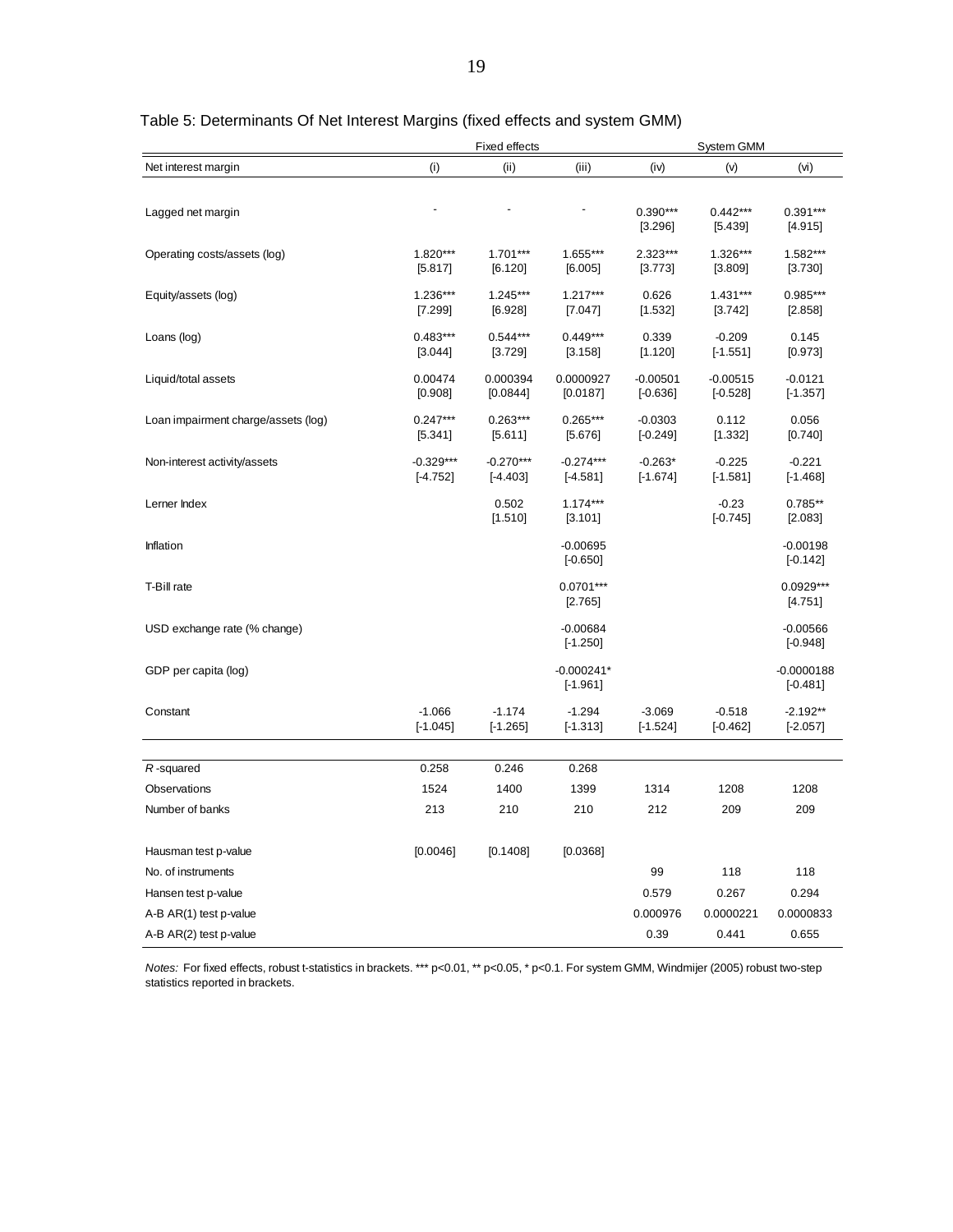Table 5: Determinants Of Net Interest Margins (fixed effects and system GMM)

| | Fixed effects | | | System GMM | | |
|---|---|---|---|---|---|---|
| Net interest margin | (i) | (ii) | (iii) | (iv) | (v) | (vi) |
| Lagged net margin | - | - | - | 0.390*** | 0.442*** | 0.391*** |
| | | | | [3.296] | [5.439] | [4.915] |
| Operating costs/assets (log) | 1.820*** | 1.701*** | 1.655*** | 2.323*** | 1.326*** | 1.582*** |
| | [5.817] | [6.120] | [6.005] | [3.773] | [3.809] | [3.730] |
| Equity/assets (log) | 1.236*** | 1.245*** | 1.217*** | 0.626 | 1.431*** | 0.985*** |
| | [7.299] | [6.928] | [7.047] | [1.532] | [3.742] | [2.858] |
| Loans (log) | 0.483*** | 0.544*** | 0.449*** | 0.339 | -0.209 | 0.145 |
| | [3.044] | [3.729] | [3.158] | [1.120] | [-1.551] | [0.973] |
| Liquid/total assets | 0.00474 | 0.000394 | 0.0000927 | -0.00501 | -0.00515 | -0.0121 |
| | [0.908] | [0.0844] | [0.0187] | [-0.636] | [-0.528] | [-1.357] |
| Loan impairment charge/assets (log) | 0.247*** | 0.263*** | 0.265*** | -0.0303 | 0.112 | 0.056 |
| | [5.341] | [5.611] | [5.676] | [-0.249] | [1.332] | [0.740] |
| Non-interest activity/assets | -0.329*** | -0.270*** | -0.274*** | -0.263* | -0.225 | -0.221 |
| | [-4.752] | [-4.403] | [-4.581] | [-1.674] | [-1.581] | [-1.468] |
| Lerner Index | | 0.502 | 1.174*** | | -0.23 | 0.785** |
| | | [1.510] | [3.101] | | [-0.745] | [2.083] |
| Inflation | | | -0.00695 | | | -0.00198 |
| | | | [-0.650] | | | [-0.142] |
| T-Bill rate | | | 0.0701*** | | | 0.0929*** |
| | | | [2.765] | | | [4.751] |
| USD exchange rate (% change) | | | -0.00684 | | | -0.00566 |
| | | | [-1.250] | | | [-0.948] |
| GDP per capita (log) | | | -0.000241* | | | -0.0000188 |
| | | | [-1.961] | | | [-0.481] |
| Constant | -1.066 | -1.174 | -1.294 | -3.069 | -0.518 | -2.192** |
| | [-1.045] | [-1.265] | [-1.313] | [-1.524] | [-0.462] | [-2.057] |
| *R*-squared | 0.258 | 0.246 | 0.268 | | | |
| Observations | 1524 | 1400 | 1399 | 1314 | 1208 | 1208 |
| Number of banks | 213 | 210 | 210 | 212 | 209 | 209 |
| Hausman test p-value | [0.0046] | [0.1408] | [0.0368] | | | |
| No. of instruments | | | | 99 | 118 | 118 |
| Hansen test p-value | | | | 0.579 | 0.267 | 0.294 |
| A-B AR(1) test p-value | | | | 0.000976 | 0.0000221 | 0.0000833 |
| A-B AR(2) test p-value | | | | 0.39 | 0.441 | 0.655 |

*Notes:* For fixed effects, robust t-statistics in brackets. *** p<0.01, ** p<0.05, * p<0.1. For system GMM, Windmijer (2005) robust two-step statistics reported in brackets.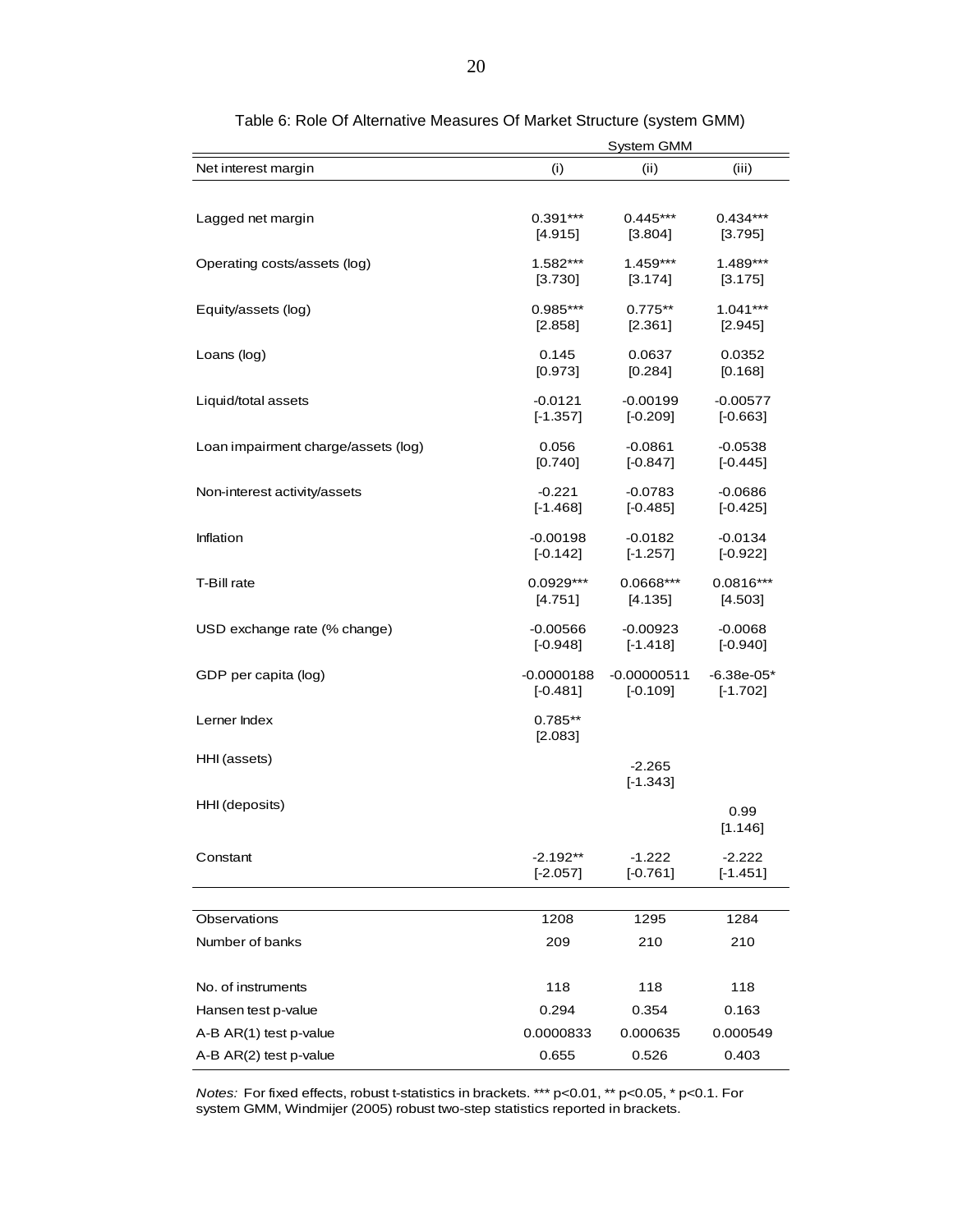Table 6: Role Of Alternative Measures Of Market Structure (system GMM)

| | System GMM | | |
|---|---|---|---|
| Net interest margin | (i) | (ii) | (iii) |
| Lagged net margin | 0.391*** | 0.445*** | 0.434*** |
| | [4.915] | [3.804] | [3.795] |
| Operating costs/assets (log) | 1.582*** | 1.459*** | 1.489*** |
| | [3.730] | [3.174] | [3.175] |
| Equity/assets (log) | 0.985*** | 0.775** | 1.041*** |
| | [2.858] | [2.361] | [2.945] |
| Loans (log) | 0.145 | 0.0637 | 0.0352 |
| | [0.973] | [0.284] | [0.168] |
| Liquid/total assets | -0.0121 | -0.00199 | -0.00577 |
| | [-1.357] | [-0.209] | [-0.663] |
| Loan impairment charge/assets (log) | 0.056 | -0.0861 | -0.0538 |
| | [0.740] | [-0.847] | [-0.445] |
| Non-interest activity/assets | -0.221 | -0.0783 | -0.0686 |
| | [-1.468] | [-0.485] | [-0.425] |
| Inflation | -0.00198 | -0.0182 | -0.0134 |
| | [-0.142] | [-1.257] | [-0.922] |
| T-Bill rate | 0.0929*** | 0.0668*** | 0.0816*** |
| | [4.751] | [4.135] | [4.503] |
| USD exchange rate (% change) | -0.00566 | -0.00923 | -0.0068 |
| | [-0.948] | [-1.418] | [-0.940] |
| GDP per capita (log) | -0.0000188 | -0.00000511 | -6.38e-05* |
| | [-0.481] | [-0.109] | [-1.702] |
| Lerner Index | 0.785** | | |
| | [2.083] | | |
| HHI (assets) | | -2.265 | |
| | | [-1.343] | |
| HHI (deposits) | | | 0.99 |
| | | | [1.146] |
| Constant | -2.192** | -1.222 | -2.222 |
| | [-2.057] | [-0.761] | [-1.451] |
| Observations | 1208 | 1295 | 1284 |
| Number of banks | 209 | 210 | 210 |
| No. of instruments | 118 | 118 | 118 |
| Hansen test p-value | 0.294 | 0.354 | 0.163 |
| A-B AR(1) test p-value | 0.0000833 | 0.000635 | 0.000549 |
| A-B AR(2) test p-value | 0.655 | 0.526 | 0.403 |

*Notes:* For fixed effects, robust t-statistics in brackets. *** p<0.01, ** p<0.05, * p<0.1. For system GMM, Windmijer (2005) robust two-step statistics reported in brackets.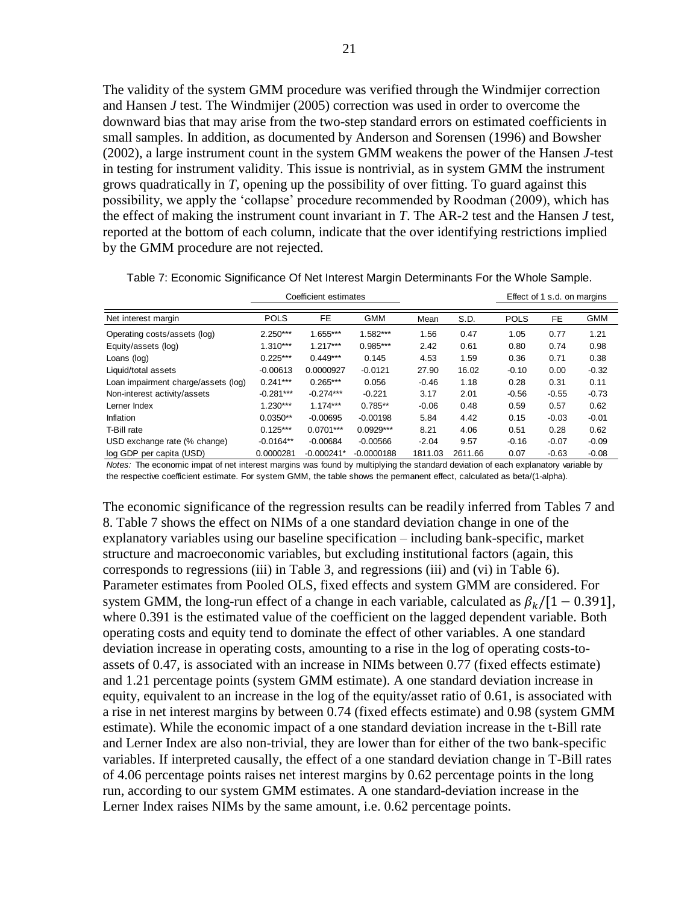The validity of the system GMM procedure was verified through the Windmijer correction and Hansen *J* test. The Windmijer (2005) correction was used in order to overcome the downward bias that may arise from the two-step standard errors on estimated coefficients in small samples. In addition, as documented by Anderson and Sorensen (1996) and Bowsher (2002), a large instrument count in the system GMM weakens the power of the Hansen *J*-test in testing for instrument validity. This issue is nontrivial, as in system GMM the instrument grows quadratically in *T*, opening up the possibility of over fitting. To guard against this possibility, we apply the 'collapse' procedure recommended by Roodman (2009), which has the effect of making the instrument count invariant in *T*. The AR-2 test and the Hansen *J* test, reported at the bottom of each column, indicate that the over identifying restrictions implied by the GMM procedure are not rejected.

Table 7: Economic Significance Of Net Interest Margin Determinants For the Whole Sample.

| | Coefficient estimates | | | | | Effect of 1 s.d. on margins | | |
|---|---|---|---|---|---|---|---|---|
| Net interest margin | POLS | FE | GMM | Mean | S.D. | POLS | FE | GMM |
| Operating costs/assets (log) | 2.250*** | 1.655*** | 1.582*** | 1.56 | 0.47 | 1.05 | 0.77 | 1.21 |
| Equity/assets (log) | 1.310*** | 1.217*** | 0.985*** | 2.42 | 0.61 | 0.80 | 0.74 | 0.98 |
| Loans (log) | 0.225*** | 0.449*** | 0.145 | 4.53 | 1.59 | 0.36 | 0.71 | 0.38 |
| Liquid/total assets | -0.00613 | 0.0000927 | -0.0121 | 27.90 | 16.02 | -0.10 | 0.00 | -0.32 |
| Loan impairment charge/assets (log) | 0.241*** | 0.265*** | 0.056 | -0.46 | 1.18 | 0.28 | 0.31 | 0.11 |
| Non-interest activity/assets | -0.281*** | -0.274*** | -0.221 | 3.17 | 2.01 | -0.56 | -0.55 | -0.73 |
| Lerner Index | 1.230*** | 1.174*** | 0.785** | -0.06 | 0.48 | 0.59 | 0.57 | 0.62 |
| Inflation | 0.0350** | -0.00695 | -0.00198 | 5.84 | 4.42 | 0.15 | -0.03 | -0.01 |
| T-Bill rate | 0.125*** | 0.0701*** | 0.0929*** | 8.21 | 4.06 | 0.51 | 0.28 | 0.62 |
| USD exchange rate (% change) | -0.0164** | -0.00684 | -0.00566 | -2.04 | 9.57 | -0.16 | -0.07 | -0.09 |
| log GDP per capita (USD) | 0.0000281 | -0.000241* | -0.0000188 | 1811.03 | 2611.66 | 0.07 | -0.63 | -0.08 |

*Notes:* The economic impat of net interest margins was found by multiplying the standard deviation of each explanatory variable by the respective coefficient estimate. For system GMM, the table shows the permanent effect, calculated as beta/(1-alpha).

The economic significance of the regression results can be readily inferred from Tables 7 and 8. Table 7 shows the effect on NIMs of a one standard deviation change in one of the explanatory variables using our baseline specification – including bank-specific, market structure and macroeconomic variables, but excluding institutional factors (again, this corresponds to regressions (iii) in Table 3, and regressions (iii) and (vi) in Table 6). Parameter estimates from Pooled OLS, fixed effects and system GMM are considered. For system GMM, the long-run effect of a change in each variable, calculated as $\beta_k/[1 - 0.391]$, where 0.391 is the estimated value of the coefficient on the lagged dependent variable. Both operating costs and equity tend to dominate the effect of other variables. A one standard deviation increase in operating costs, amounting to a rise in the log of operating costs-to-assets of 0.47, is associated with an increase in NIMs between 0.77 (fixed effects estimate) and 1.21 percentage points (system GMM estimate). A one standard deviation increase in equity, equivalent to an increase in the log of the equity/asset ratio of 0.61, is associated with a rise in net interest margins by between 0.74 (fixed effects estimate) and 0.98 (system GMM estimate). While the economic impact of a one standard deviation increase in the t-Bill rate and Lerner Index are also non-trivial, they are lower than for either of the two bank-specific variables. If interpreted causally, the effect of a one standard deviation change in T-Bill rates of 4.06 percentage points raises net interest margins by 0.62 percentage points in the long run, according to our system GMM estimates. A one standard-deviation increase in the Lerner Index raises NIMs by the same amount, i.e. 0.62 percentage points.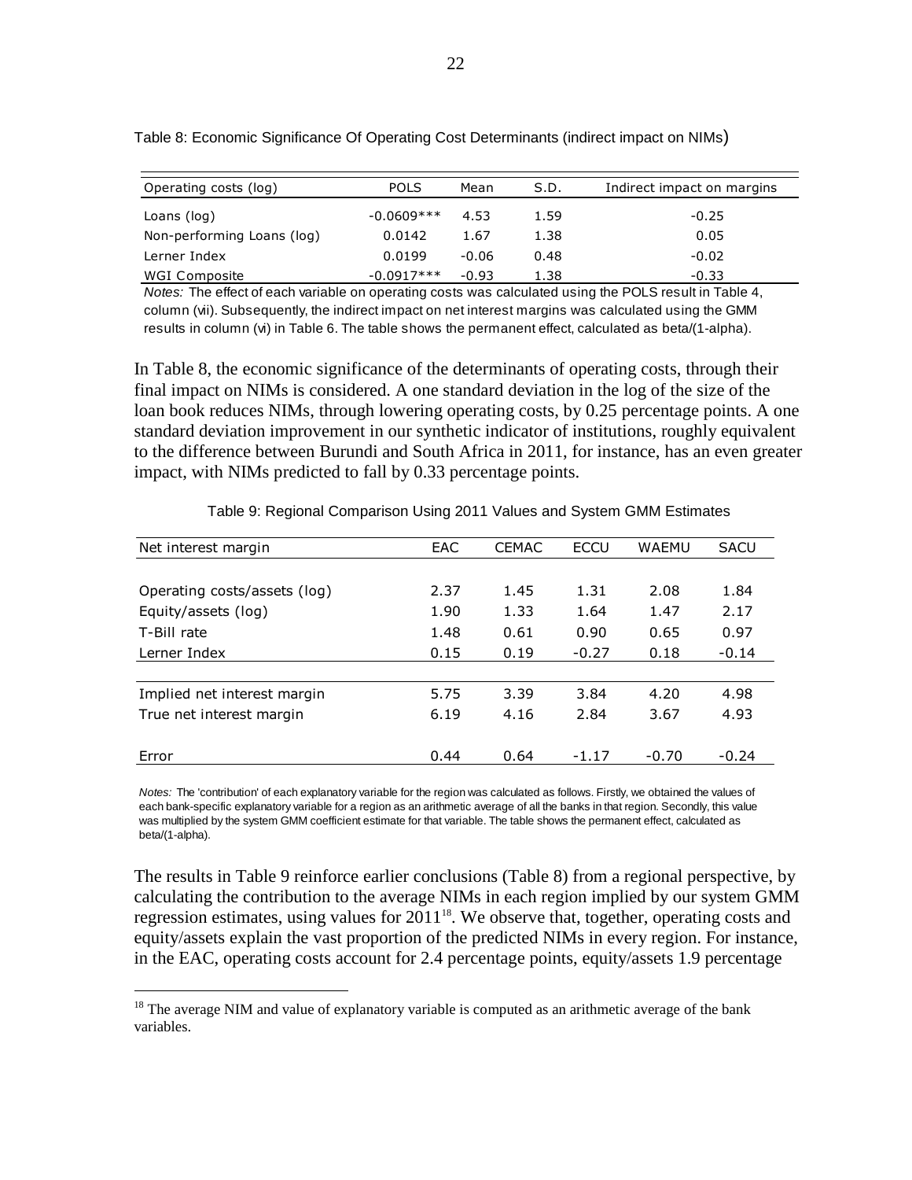Table 8: Economic Significance Of Operating Cost Determinants (indirect impact on NIMs)

| Operating costs (log) | POLS | Mean | S.D. | Indirect impact on margins |
|---|---|---|---|---|
| Loans (log) | -0.0609*** | 4.53 | 1.59 | -0.25 |
| Non-performing Loans (log) | 0.0142 | 1.67 | 1.38 | 0.05 |
| Lerner Index | 0.0199 | -0.06 | 0.48 | -0.02 |
| WGI Composite | -0.0917*** | -0.93 | 1.38 | -0.33 |

*Notes:* The effect of each variable on operating costs was calculated using the POLS result in Table 4, column (vii). Subsequently, the indirect impact on net interest margins was calculated using the GMM results in column (vi) in Table 6. The table shows the permanent effect, calculated as beta/(1-alpha).

In Table 8, the economic significance of the determinants of operating costs, through their final impact on NIMs is considered. A one standard deviation in the log of the size of the loan book reduces NIMs, through lowering operating costs, by 0.25 percentage points. A one standard deviation improvement in our synthetic indicator of institutions, roughly equivalent to the difference between Burundi and South Africa in 2011, for instance, has an even greater impact, with NIMs predicted to fall by 0.33 percentage points.

Table 9: Regional Comparison Using 2011 Values and System GMM Estimates

| Net interest margin | EAC | CEMAC | ECCU | WAEMU | SACU |
|---|---|---|---|---|---|
| Operating costs/assets (log) | 2.37 | 1.45 | 1.31 | 2.08 | 1.84 |
| Equity/assets (log) | 1.90 | 1.33 | 1.64 | 1.47 | 2.17 |
| T-Bill rate | 1.48 | 0.61 | 0.90 | 0.65 | 0.97 |
| Lerner Index | 0.15 | 0.19 | -0.27 | 0.18 | -0.14 |
| Implied net interest margin | 5.75 | 3.39 | 3.84 | 4.20 | 4.98 |
| True net interest margin | 6.19 | 4.16 | 2.84 | 3.67 | 4.93 |
| Error | 0.44 | 0.64 | -1.17 | -0.70 | -0.24 |

*Notes:* The 'contribution' of each explanatory variable for the region was calculated as follows. Firstly, we obtained the values of each bank-specific explanatory variable for a region as an arithmetic average of all the banks in that region. Secondly, this value was multiplied by the system GMM coefficient estimate for that variable. The table shows the permanent effect, calculated as beta/(1-alpha).

The results in Table 9 reinforce earlier conclusions (Table 8) from a regional perspective, by calculating the contribution to the average NIMs in each region implied by our system GMM regression estimates, using values for 2011[18]. We observe that, together, operating costs and equity/assets explain the vast proportion of the predicted NIMs in every region. For instance, in the EAC, operating costs account for 2.4 percentage points, equity/assets 1.9 percentage

[18] The average NIM and value of explanatory variable is computed as an arithmetic average of the bank variables.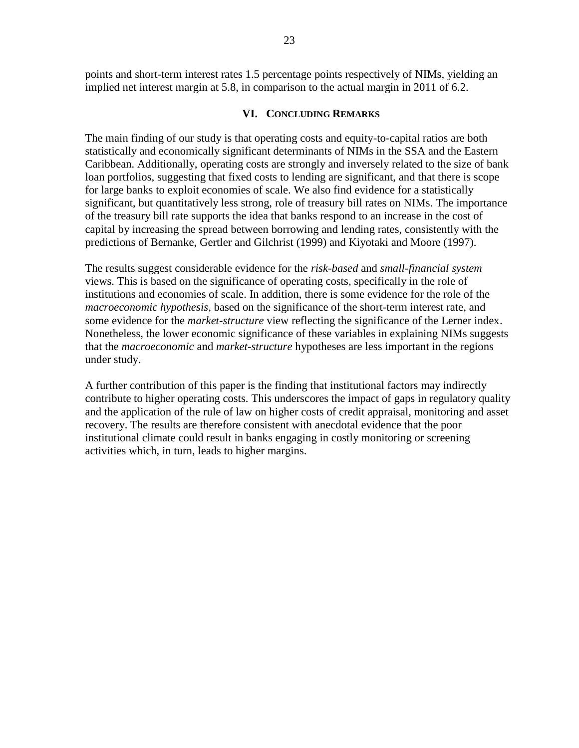points and short-term interest rates 1.5 percentage points respectively of NIMs, yielding an implied net interest margin at 5.8, in comparison to the actual margin in 2011 of 6.2.

## VI. Concluding Remarks

The main finding of our study is that operating costs and equity-to-capital ratios are both statistically and economically significant determinants of NIMs in the SSA and the Eastern Caribbean. Additionally, operating costs are strongly and inversely related to the size of bank loan portfolios, suggesting that fixed costs to lending are significant, and that there is scope for large banks to exploit economies of scale. We also find evidence for a statistically significant, but quantitatively less strong, role of treasury bill rates on NIMs. The importance of the treasury bill rate supports the idea that banks respond to an increase in the cost of capital by increasing the spread between borrowing and lending rates, consistently with the predictions of Bernanke, Gertler and Gilchrist (1999) and Kiyotaki and Moore (1997).

The results suggest considerable evidence for the *risk-based* and *small-financial system* views. This is based on the significance of operating costs, specifically in the role of institutions and economies of scale. In addition, there is some evidence for the role of the *macroeconomic hypothesis,* based on the significance of the short-term interest rate, and some evidence for the *market-structure* view reflecting the significance of the Lerner index. Nonetheless, the lower economic significance of these variables in explaining NIMs suggests that the *macroeconomic* and *market-structure* hypotheses are less important in the regions under study.

A further contribution of this paper is the finding that institutional factors may indirectly contribute to higher operating costs. This underscores the impact of gaps in regulatory quality and the application of the rule of law on higher costs of credit appraisal, monitoring and asset recovery. The results are therefore consistent with anecdotal evidence that the poor institutional climate could result in banks engaging in costly monitoring or screening activities which, in turn, leads to higher margins.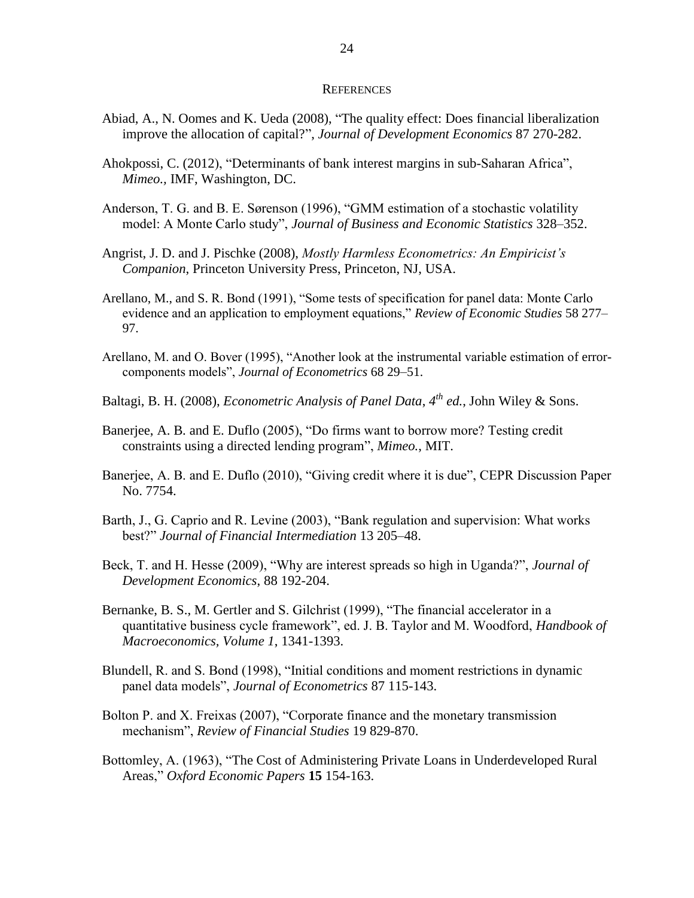# REFERENCES

Abiad, A., N. Oomes and K. Ueda (2008), "The quality effect: Does financial liberalization improve the allocation of capital?", *Journal of Development Economics* 87 270-282.

Ahokpossi, C. (2012), "Determinants of bank interest margins in sub-Saharan Africa", *Mimeo.*, IMF, Washington, DC.

Anderson, T. G. and B. E. Sørenson (1996), "GMM estimation of a stochastic volatility model: A Monte Carlo study", *Journal of Business and Economic Statistics* 328–352.

Angrist, J. D. and J. Pischke (2008), *Mostly Harmless Econometrics: An Empiricist's Companion*, Princeton University Press, Princeton, NJ, USA.

Arellano, M., and S. R. Bond (1991), "Some tests of specification for panel data: Monte Carlo evidence and an application to employment equations," *Review of Economic Studies* 58 277–97.

Arellano, M. and O. Bover (1995), "Another look at the instrumental variable estimation of error-components models", *Journal of Econometrics* 68 29–51.

Baltagi, B. H. (2008), *Econometric Analysis of Panel Data*, *4th ed.*, John Wiley & Sons.

Banerjee, A. B. and E. Duflo (2005), "Do firms want to borrow more? Testing credit constraints using a directed lending program", *Mimeo.*, MIT.

Banerjee, A. B. and E. Duflo (2010), "Giving credit where it is due", CEPR Discussion Paper No. 7754.

Barth, J., G. Caprio and R. Levine (2003), "Bank regulation and supervision: What works best?" *Journal of Financial Intermediation* 13 205–48.

Beck, T. and H. Hesse (2009), "Why are interest spreads so high in Uganda?", *Journal of Development Economics*, 88 192-204.

Bernanke, B. S., M. Gertler and S. Gilchrist (1999), "The financial accelerator in a quantitative business cycle framework", ed. J. B. Taylor and M. Woodford, *Handbook of Macroeconomics, Volume 1*, 1341-1393.

Blundell, R. and S. Bond (1998), "Initial conditions and moment restrictions in dynamic panel data models", *Journal of Econometrics* 87 115-143.

Bolton P. and X. Freixas (2007), "Corporate finance and the monetary transmission mechanism", *Review of Financial Studies* 19 829-870.

Bottomley, A. (1963), "The Cost of Administering Private Loans in Underdeveloped Rural Areas," *Oxford Economic Papers* **15** 154-163.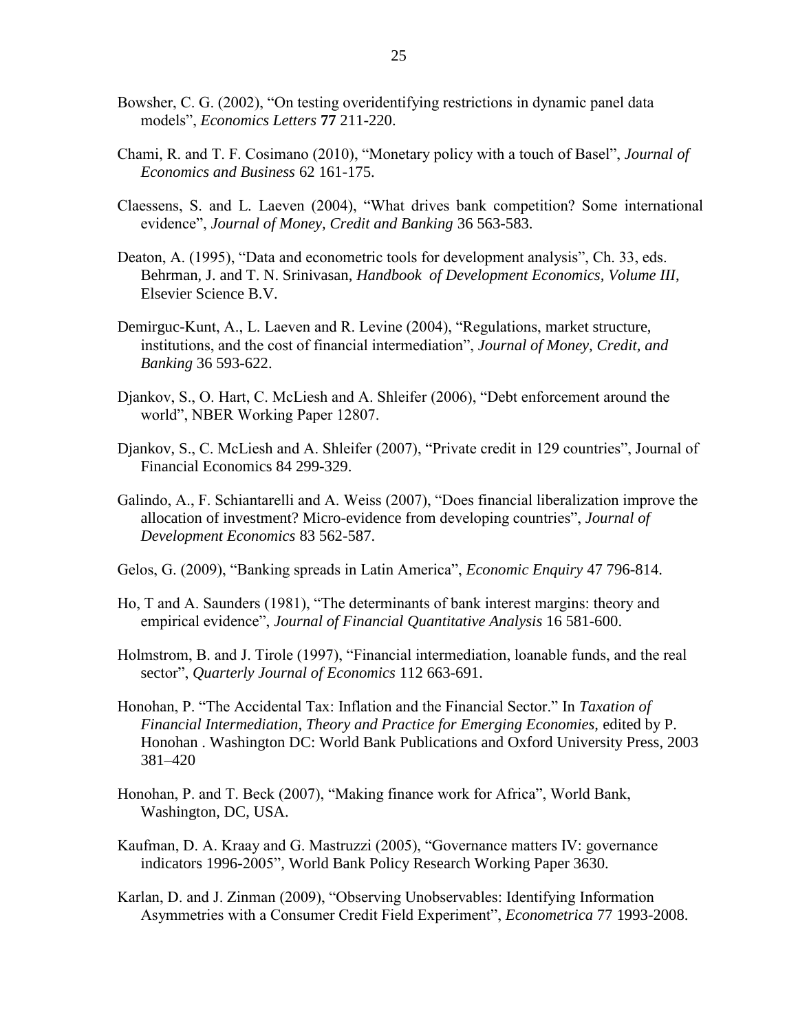Bowsher, C. G. (2002), “On testing overidentifying restrictions in dynamic panel data models”, *Economics Letters* **77** 211-220.

Chami, R. and T. F. Cosimano (2010), “Monetary policy with a touch of Basel”, *Journal of Economics and Business* 62 161-175.

Claessens, S. and L. Laeven (2004), “What drives bank competition? Some international evidence”, *Journal of Money, Credit and Banking* 36 563-583.

Deaton, A. (1995), “Data and econometric tools for development analysis”, Ch. 33, eds. Behrman, J. and T. N. Srinivasan, *Handbook of Development Economics, Volume III*, Elsevier Science B.V.

Demirguc-Kunt, A., L. Laeven and R. Levine (2004), “Regulations, market structure, institutions, and the cost of financial intermediation”, *Journal of Money, Credit, and Banking* 36 593-622.

Djankov, S., O. Hart, C. McLiesh and A. Shleifer (2006), “Debt enforcement around the world”, NBER Working Paper 12807.

Djankov, S., C. McLiesh and A. Shleifer (2007), “Private credit in 129 countries”, Journal of Financial Economics 84 299-329.

Galindo, A., F. Schiantarelli and A. Weiss (2007), “Does financial liberalization improve the allocation of investment? Micro-evidence from developing countries”, *Journal of Development Economics* 83 562-587.

Gelos, G. (2009), “Banking spreads in Latin America”, *Economic Enquiry* 47 796-814.

Ho, T and A. Saunders (1981), “The determinants of bank interest margins: theory and empirical evidence”, *Journal of Financial Quantitative Analysis* 16 581-600.

Holmstrom, B. and J. Tirole (1997), “Financial intermediation, loanable funds, and the real sector”, *Quarterly Journal of Economics* 112 663-691.

Honohan, P. “The Accidental Tax: Inflation and the Financial Sector.” In *Taxation of Financial Intermediation, Theory and Practice for Emerging Economies,* edited by P. Honohan . Washington DC: World Bank Publications and Oxford University Press, 2003 381–420

Honohan, P. and T. Beck (2007), “Making finance work for Africa”, World Bank, Washington, DC, USA.

Kaufman, D. A. Kraay and G. Mastruzzi (2005), “Governance matters IV: governance indicators 1996-2005”, World Bank Policy Research Working Paper 3630.

Karlan, D. and J. Zinman (2009), “Observing Unobservables: Identifying Information Asymmetries with a Consumer Credit Field Experiment”, *Econometrica* 77 1993-2008.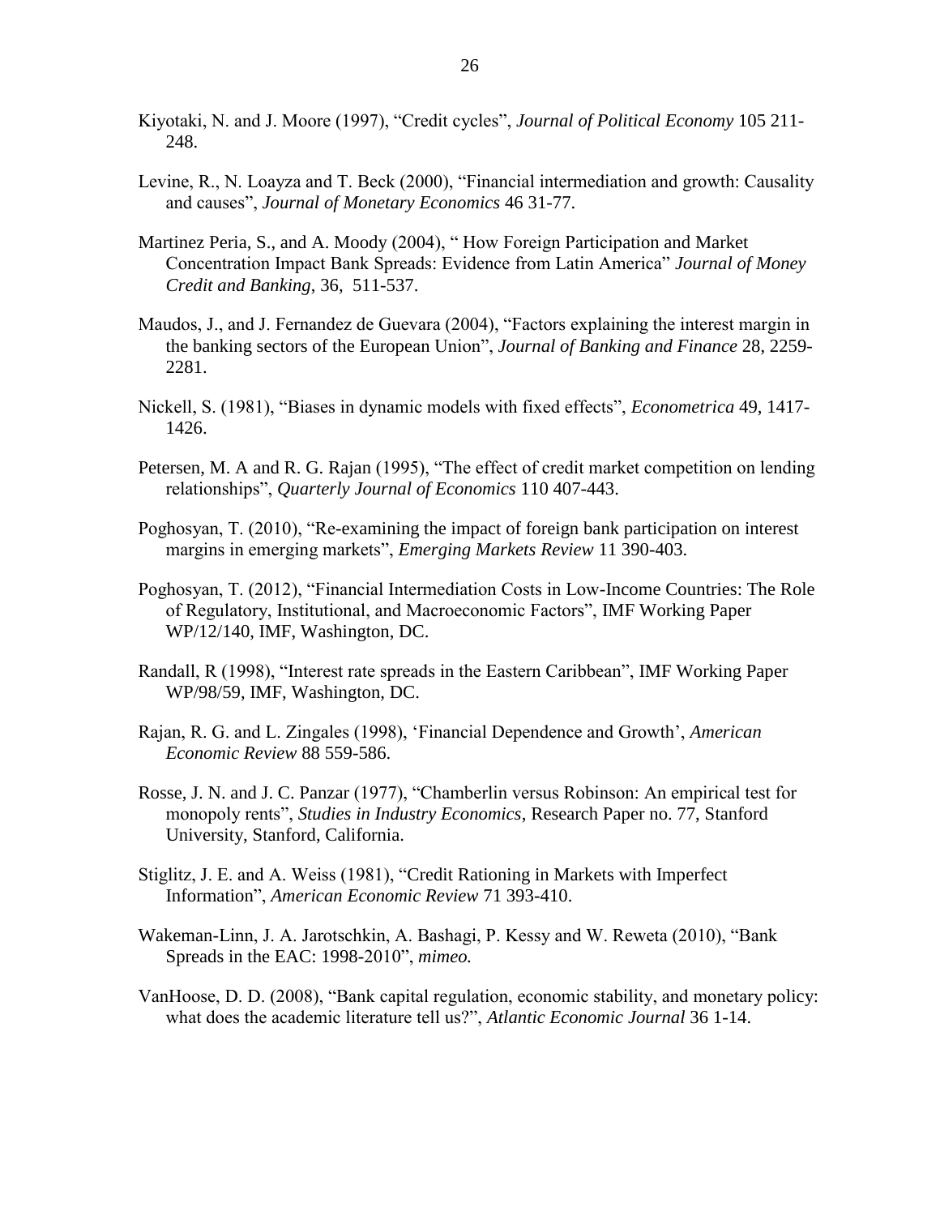Kiyotaki, N. and J. Moore (1997), “Credit cycles”, *Journal of Political Economy* 105 211-248.

Levine, R., N. Loayza and T. Beck (2000), “Financial intermediation and growth: Causality and causes”, *Journal of Monetary Economics* 46 31-77.

Martinez Peria, S., and A. Moody (2004), “ How Foreign Participation and Market Concentration Impact Bank Spreads: Evidence from Latin America” *Journal of Money Credit and Banking*, 36, 511-537.

Maudos, J., and J. Fernandez de Guevara (2004), “Factors explaining the interest margin in the banking sectors of the European Union”, *Journal of Banking and Finance* 28, 2259-2281.

Nickell, S. (1981), “Biases in dynamic models with fixed effects”, *Econometrica* 49, 1417-1426.

Petersen, M. A and R. G. Rajan (1995), “The effect of credit market competition on lending relationships”, *Quarterly Journal of Economics* 110 407-443.

Poghosyan, T. (2010), “Re-examining the impact of foreign bank participation on interest margins in emerging markets”, *Emerging Markets Review* 11 390-403.

Poghosyan, T. (2012), “Financial Intermediation Costs in Low-Income Countries: The Role of Regulatory, Institutional, and Macroeconomic Factors”, IMF Working Paper WP/12/140, IMF, Washington, DC.

Randall, R (1998), “Interest rate spreads in the Eastern Caribbean”, IMF Working Paper WP/98/59, IMF, Washington, DC.

Rajan, R. G. and L. Zingales (1998), ‘Financial Dependence and Growth’, *American Economic Review* 88 559-586.

Rosse, J. N. and J. C. Panzar (1977), “Chamberlin versus Robinson: An empirical test for monopoly rents”, *Studies in Industry Economics*, Research Paper no. 77, Stanford University, Stanford, California.

Stiglitz, J. E. and A. Weiss (1981), “Credit Rationing in Markets with Imperfect Information”, *American Economic Review* 71 393-410.

Wakeman-Linn, J. A. Jarotschkin, A. Bashagi, P. Kessy and W. Reweta (2010), “Bank Spreads in the EAC: 1998-2010”, *mimeo.*

VanHoose, D. D. (2008), “Bank capital regulation, economic stability, and monetary policy: what does the academic literature tell us?”, *Atlantic Economic Journal* 36 1-14.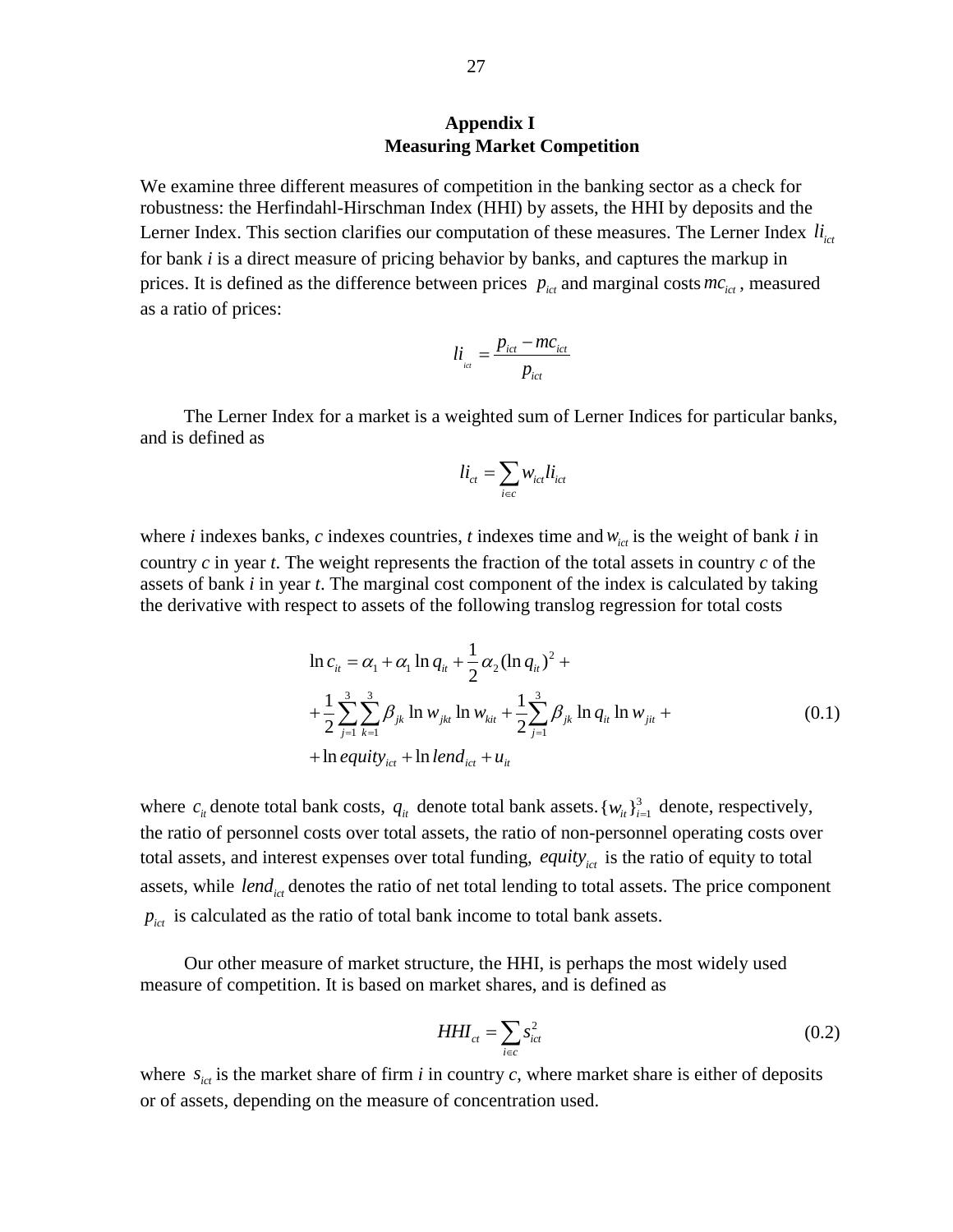# Appendix I
## Measuring Market Competition

We examine three different measures of competition in the banking sector as a check for robustness: the Herfindahl-Hirschman Index (HHI) by assets, the HHI by deposits and the Lerner Index. This section clarifies our computation of these measures. The Lerner Index $li_{ict}$ for bank *i* is a direct measure of pricing behavior by banks, and captures the markup in prices. It is defined as the difference between prices $p_{ict}$ and marginal costs $mc_{ict}$, measured as a ratio of prices:

$$li_{ict} = \frac{p_{ict} - mc_{ict}}{p_{ict}}$$

The Lerner Index for a market is a weighted sum of Lerner Indices for particular banks, and is defined as

$$li_{ct} = \sum_{i \in c} w_{ict} li_{ict}$$

where *i* indexes banks, *c* indexes countries, *t* indexes time and $w_{ict}$ is the weight of bank *i* in country *c* in year *t*. The weight represents the fraction of the total assets in country *c* of the assets of bank *i* in year *t*. The marginal cost component of the index is calculated by taking the derivative with respect to assets of the following translog regression for total costs

$$\begin{aligned} \ln c_{it} &= \alpha_1 + \alpha_1 \ln q_{it} + \frac{1}{2}\alpha_2 (\ln q_{it})^2 + \\ &+ \frac{1}{2}\sum_{j=1}^{3}\sum_{k=1}^{3}\beta_{jk} \ln w_{jkt} \ln w_{kit} + \frac{1}{2}\sum_{j=1}^{3}\beta_{jk} \ln q_{it} \ln w_{jit} + \\ &+ \ln equity_{ict} + \ln lend_{ict} + u_{it} \end{aligned} \tag{0.1}$$

where $c_{it}$ denote total bank costs, $q_{it}$ denote total bank assets. $\{w_{it}\}_{i=1}^{3}$ denote, respectively, the ratio of personnel costs over total assets, the ratio of non-personnel operating costs over total assets, and interest expenses over total funding, $equity_{ict}$ is the ratio of equity to total assets, while $lend_{ict}$ denotes the ratio of net total lending to total assets. The price component $p_{ict}$ is calculated as the ratio of total bank income to total bank assets.

Our other measure of market structure, the HHI, is perhaps the most widely used measure of competition. It is based on market shares, and is defined as

$$HHI_{ct} = \sum_{i \in c} s_{ict}^2 \tag{0.2}$$

where $s_{ict}$ is the market share of firm *i* in country *c*, where market share is either of deposits or of assets, depending on the measure of concentration used.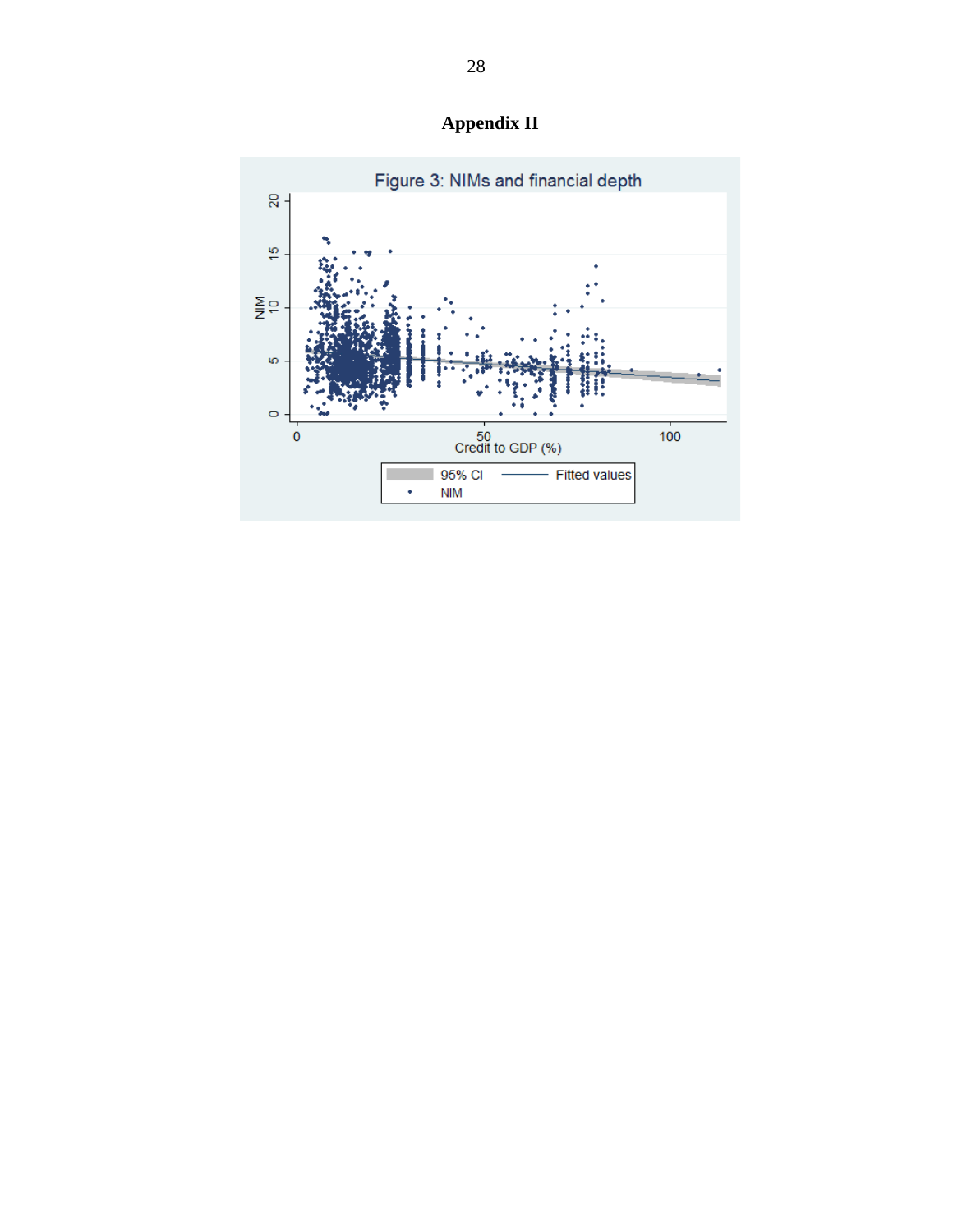## Appendix II

Figure 3: NIMs and financial depth

NIM

0
5
10
15
20

0
50
100

Credit to GDP (%)

95% CI
Fitted values
NIM